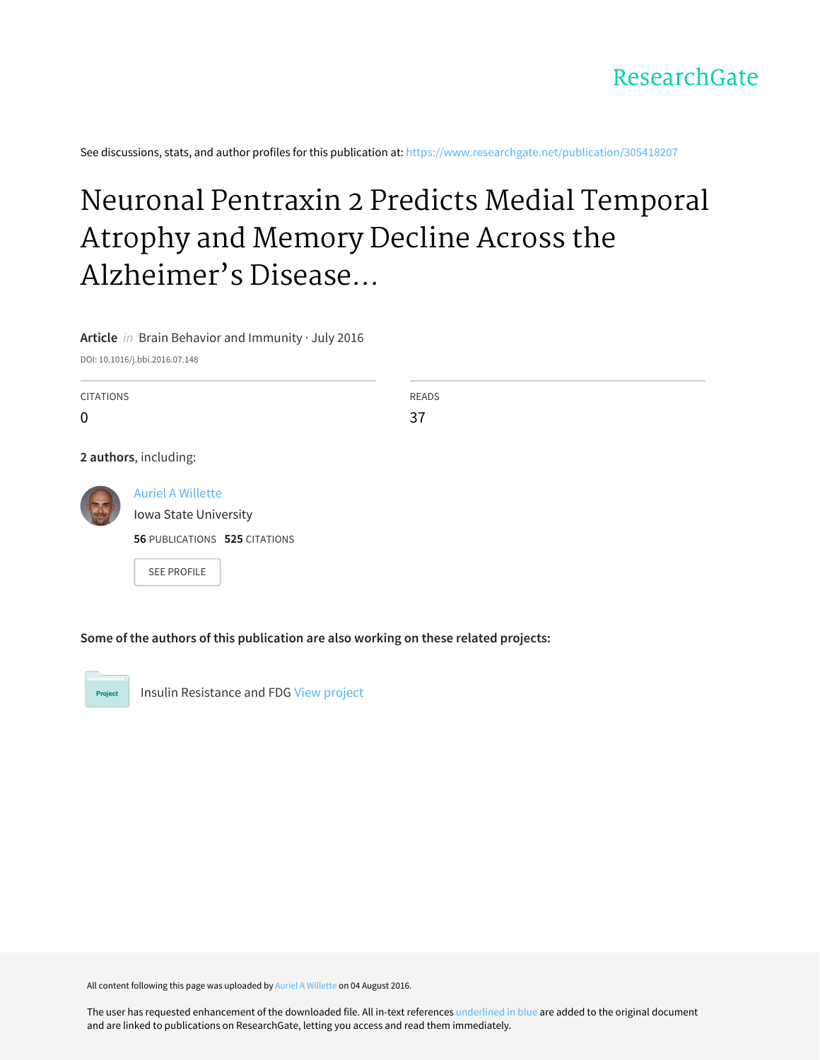ResearchGate

See discussions, stats, and author profiles for this publication at: https://www.researchgate.net/publication/305418207

# Neuronal Pentraxin 2 Predicts Medial Temporal Atrophy and Memory Decline Across the Alzheimer's Disease...

**Article** *in* Brain Behavior and Immunity · July 2016

DOI: 10.1016/j.bbi.2016.07.148

| CITATIONS | READS |
|---|---|
| 0 | 37 |

**2 authors**, including:

Auriel A Willette
Iowa State University
**56** PUBLICATIONS **525** CITATIONS

SEE PROFILE

**Some of the authors of this publication are also working on these related projects:**

Project: Insulin Resistance and FDG View project

All content following this page was uploaded by Auriel A Willette on 04 August 2016.

The user has requested enhancement of the downloaded file. All in-text references underlined in blue are added to the original document and are linked to publications on ResearchGate, letting you access and read them immediately.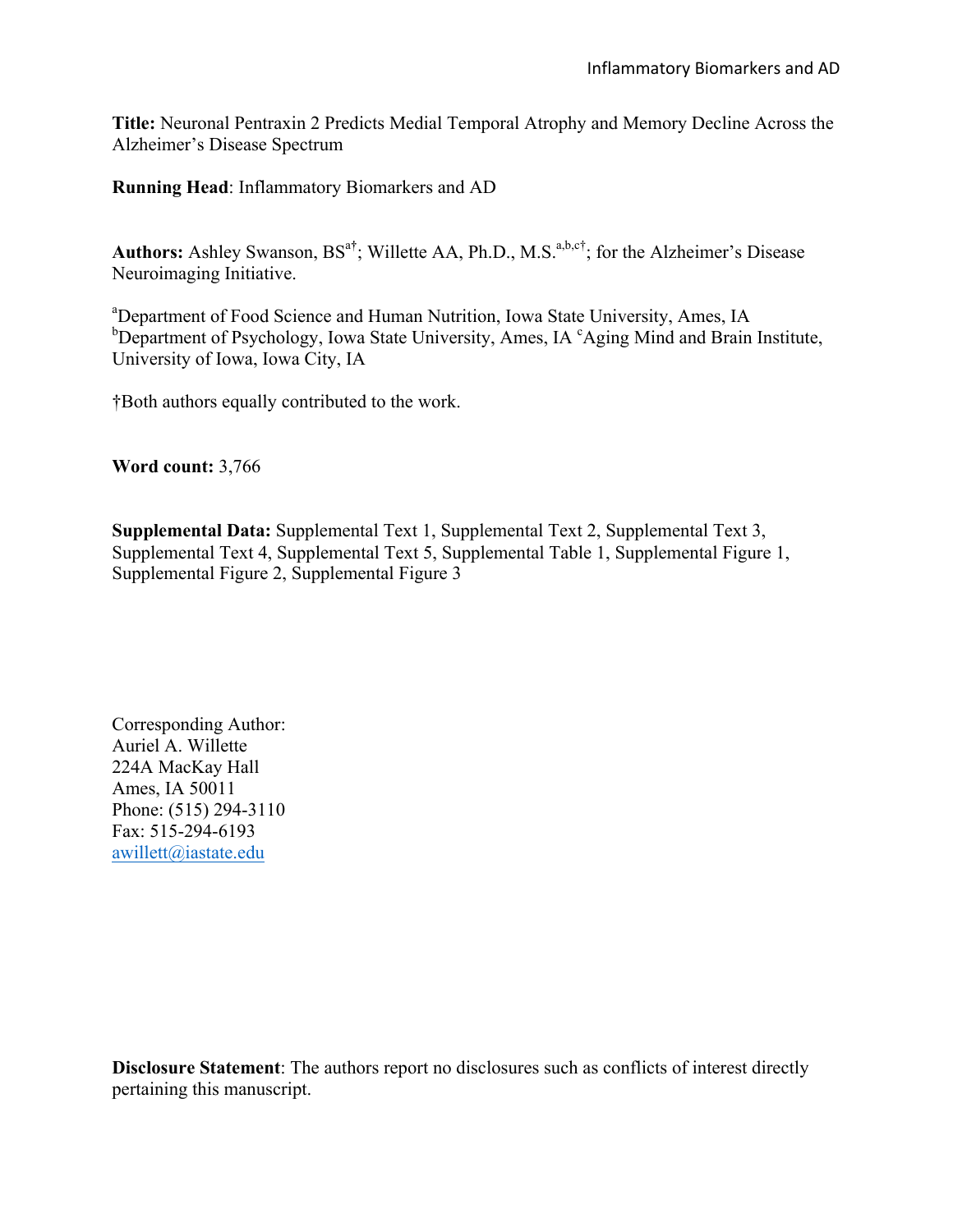**Title:** Neuronal Pentraxin 2 Predicts Medial Temporal Atrophy and Memory Decline Across the Alzheimer's Disease Spectrum

**Running Head**: Inflammatory Biomarkers and AD

**Authors:** Ashley Swanson, BS[a†]; Willette AA, Ph.D., M.S.[a,b,c†]; for the Alzheimer's Disease Neuroimaging Initiative.

[a]Department of Food Science and Human Nutrition, Iowa State University, Ames, IA
[b]Department of Psychology, Iowa State University, Ames, IA [c]Aging Mind and Brain Institute, University of Iowa, Iowa City, IA

†Both authors equally contributed to the work.

**Word count:** 3,766

**Supplemental Data:** Supplemental Text 1, Supplemental Text 2, Supplemental Text 3, Supplemental Text 4, Supplemental Text 5, Supplemental Table 1, Supplemental Figure 1, Supplemental Figure 2, Supplemental Figure 3

Corresponding Author:
Auriel A. Willette
224A MacKay Hall
Ames, IA 50011
Phone: (515) 294-3110
Fax: 515-294-6193
awillett@iastate.edu

**Disclosure Statement**: The authors report no disclosures such as conflicts of interest directly pertaining this manuscript.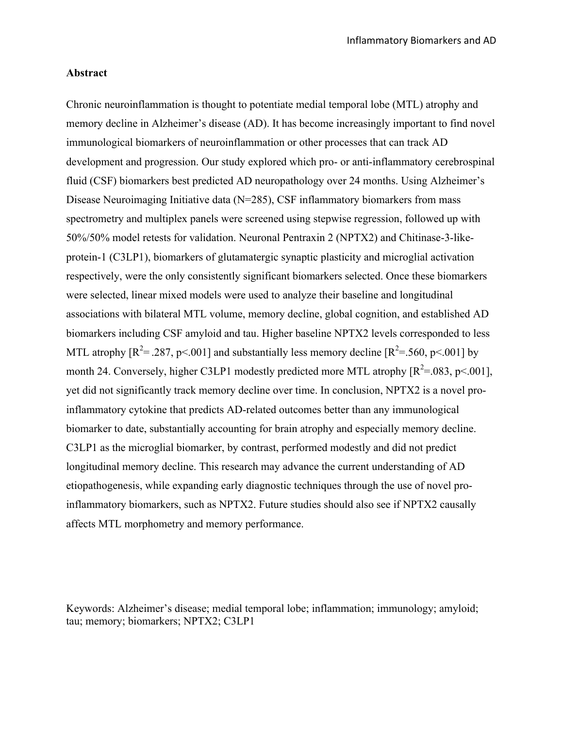## Abstract

Chronic neuroinflammation is thought to potentiate medial temporal lobe (MTL) atrophy and memory decline in Alzheimer's disease (AD). It has become increasingly important to find novel immunological biomarkers of neuroinflammation or other processes that can track AD development and progression. Our study explored which pro- or anti-inflammatory cerebrospinal fluid (CSF) biomarkers best predicted AD neuropathology over 24 months. Using Alzheimer's Disease Neuroimaging Initiative data (N=285), CSF inflammatory biomarkers from mass spectrometry and multiplex panels were screened using stepwise regression, followed up with 50%/50% model retests for validation. Neuronal Pentraxin 2 (NPTX2) and Chitinase-3-like-protein-1 (C3LP1), biomarkers of glutamatergic synaptic plasticity and microglial activation respectively, were the only consistently significant biomarkers selected. Once these biomarkers were selected, linear mixed models were used to analyze their baseline and longitudinal associations with bilateral MTL volume, memory decline, global cognition, and established AD biomarkers including CSF amyloid and tau. Higher baseline NPTX2 levels corresponded to less MTL atrophy [$R^2$= .287, $p$<.001] and substantially less memory decline [$R^2$=.560, $p$<.001] by month 24. Conversely, higher C3LP1 modestly predicted more MTL atrophy [$R^2$=.083, $p$<.001], yet did not significantly track memory decline over time. In conclusion, NPTX2 is a novel pro-inflammatory cytokine that predicts AD-related outcomes better than any immunological biomarker to date, substantially accounting for brain atrophy and especially memory decline. C3LP1 as the microglial biomarker, by contrast, performed modestly and did not predict longitudinal memory decline. This research may advance the current understanding of AD etiopathogenesis, while expanding early diagnostic techniques through the use of novel pro-inflammatory biomarkers, such as NPTX2. Future studies should also see if NPTX2 causally affects MTL morphometry and memory performance.

Keywords: Alzheimer's disease; medial temporal lobe; inflammation; immunology; amyloid; tau; memory; biomarkers; NPTX2; C3LP1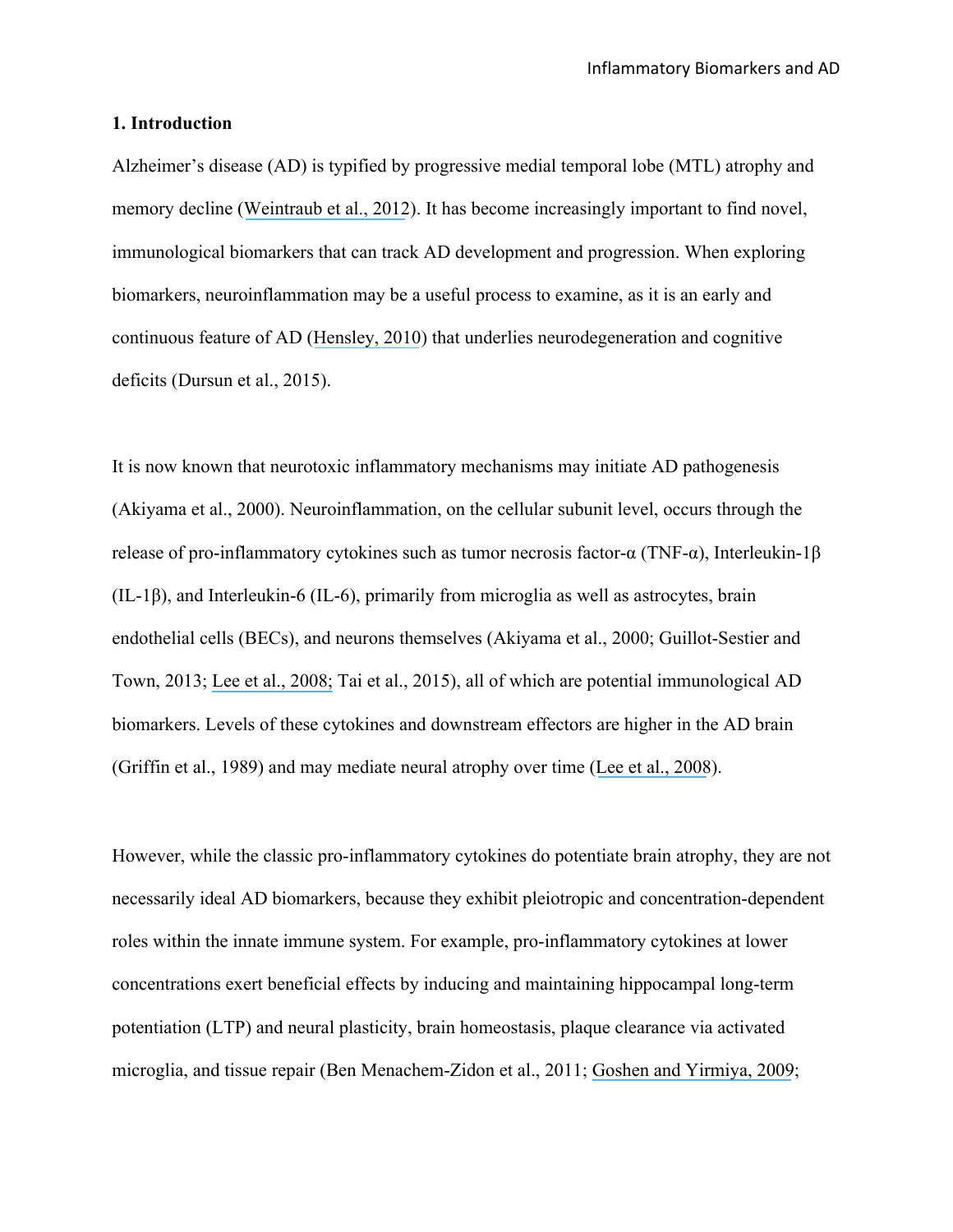## 1. Introduction

Alzheimer's disease (AD) is typified by progressive medial temporal lobe (MTL) atrophy and memory decline (Weintraub et al., 2012). It has become increasingly important to find novel, immunological biomarkers that can track AD development and progression. When exploring biomarkers, neuroinflammation may be a useful process to examine, as it is an early and continuous feature of AD (Hensley, 2010) that underlies neurodegeneration and cognitive deficits (Dursun et al., 2015).

It is now known that neurotoxic inflammatory mechanisms may initiate AD pathogenesis (Akiyama et al., 2000). Neuroinflammation, on the cellular subunit level, occurs through the release of pro-inflammatory cytokines such as tumor necrosis factor-α (TNF-α), Interleukin-1β (IL-1β), and Interleukin-6 (IL-6), primarily from microglia as well as astrocytes, brain endothelial cells (BECs), and neurons themselves (Akiyama et al., 2000; Guillot-Sestier and Town, 2013; Lee et al., 2008; Tai et al., 2015), all of which are potential immunological AD biomarkers. Levels of these cytokines and downstream effectors are higher in the AD brain (Griffin et al., 1989) and may mediate neural atrophy over time (Lee et al., 2008).

However, while the classic pro-inflammatory cytokines do potentiate brain atrophy, they are not necessarily ideal AD biomarkers, because they exhibit pleiotropic and concentration-dependent roles within the innate immune system. For example, pro-inflammatory cytokines at lower concentrations exert beneficial effects by inducing and maintaining hippocampal long-term potentiation (LTP) and neural plasticity, brain homeostasis, plaque clearance via activated microglia, and tissue repair (Ben Menachem-Zidon et al., 2011; Goshen and Yirmiya, 2009;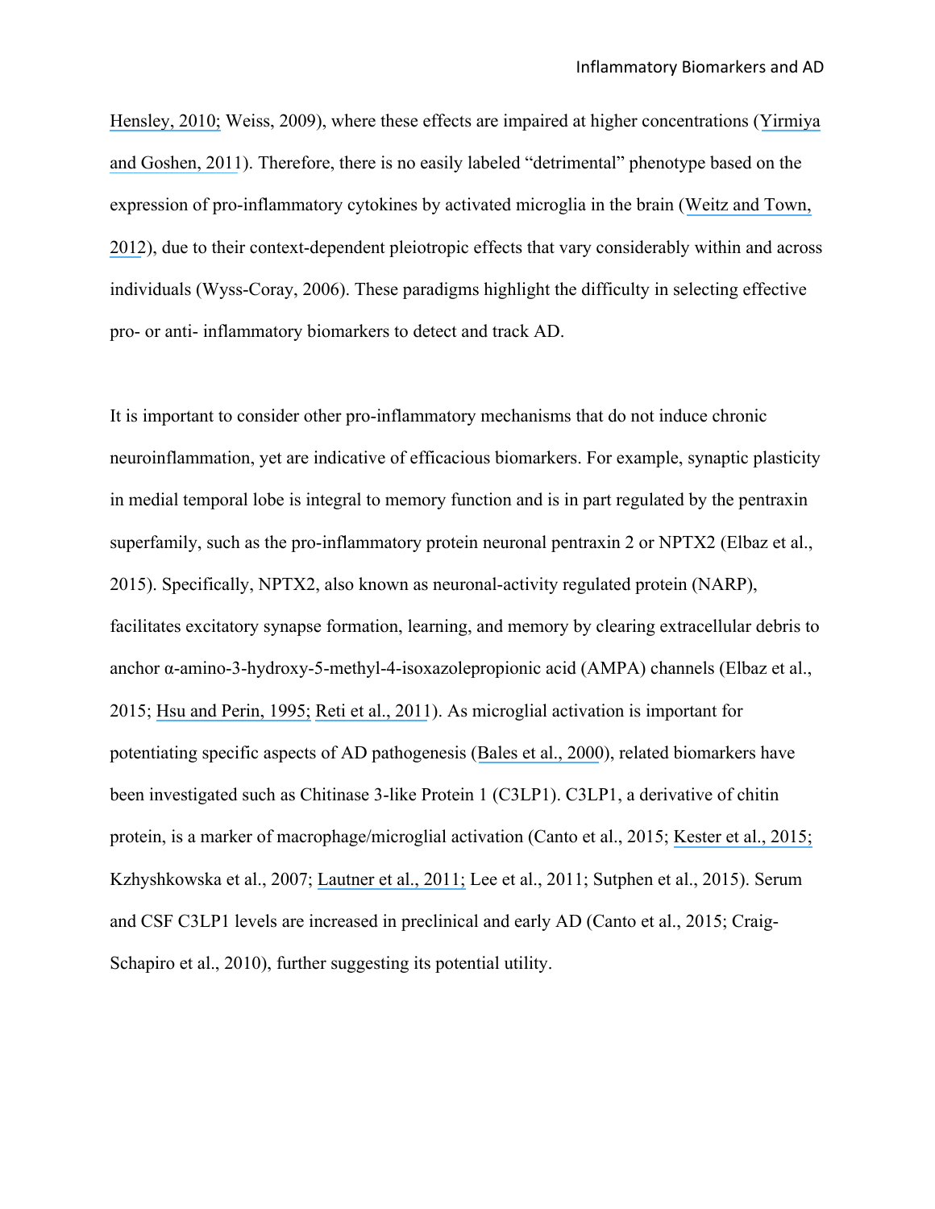Hensley, 2010; Weiss, 2009), where these effects are impaired at higher concentrations (Yirmiya and Goshen, 2011). Therefore, there is no easily labeled "detrimental" phenotype based on the expression of pro-inflammatory cytokines by activated microglia in the brain (Weitz and Town, 2012), due to their context-dependent pleiotropic effects that vary considerably within and across individuals (Wyss-Coray, 2006). These paradigms highlight the difficulty in selecting effective pro- or anti- inflammatory biomarkers to detect and track AD.

It is important to consider other pro-inflammatory mechanisms that do not induce chronic neuroinflammation, yet are indicative of efficacious biomarkers. For example, synaptic plasticity in medial temporal lobe is integral to memory function and is in part regulated by the pentraxin superfamily, such as the pro-inflammatory protein neuronal pentraxin 2 or NPTX2 (Elbaz et al., 2015). Specifically, NPTX2, also known as neuronal-activity regulated protein (NARP), facilitates excitatory synapse formation, learning, and memory by clearing extracellular debris to anchor α-amino-3-hydroxy-5-methyl-4-isoxazolepropionic acid (AMPA) channels (Elbaz et al., 2015; Hsu and Perin, 1995; Reti et al., 2011). As microglial activation is important for potentiating specific aspects of AD pathogenesis (Bales et al., 2000), related biomarkers have been investigated such as Chitinase 3-like Protein 1 (C3LP1). C3LP1, a derivative of chitin protein, is a marker of macrophage/microglial activation (Canto et al., 2015; Kester et al., 2015; Kzhyshkowska et al., 2007; Lautner et al., 2011; Lee et al., 2011; Sutphen et al., 2015). Serum and CSF C3LP1 levels are increased in preclinical and early AD (Canto et al., 2015; Craig-Schapiro et al., 2010), further suggesting its potential utility.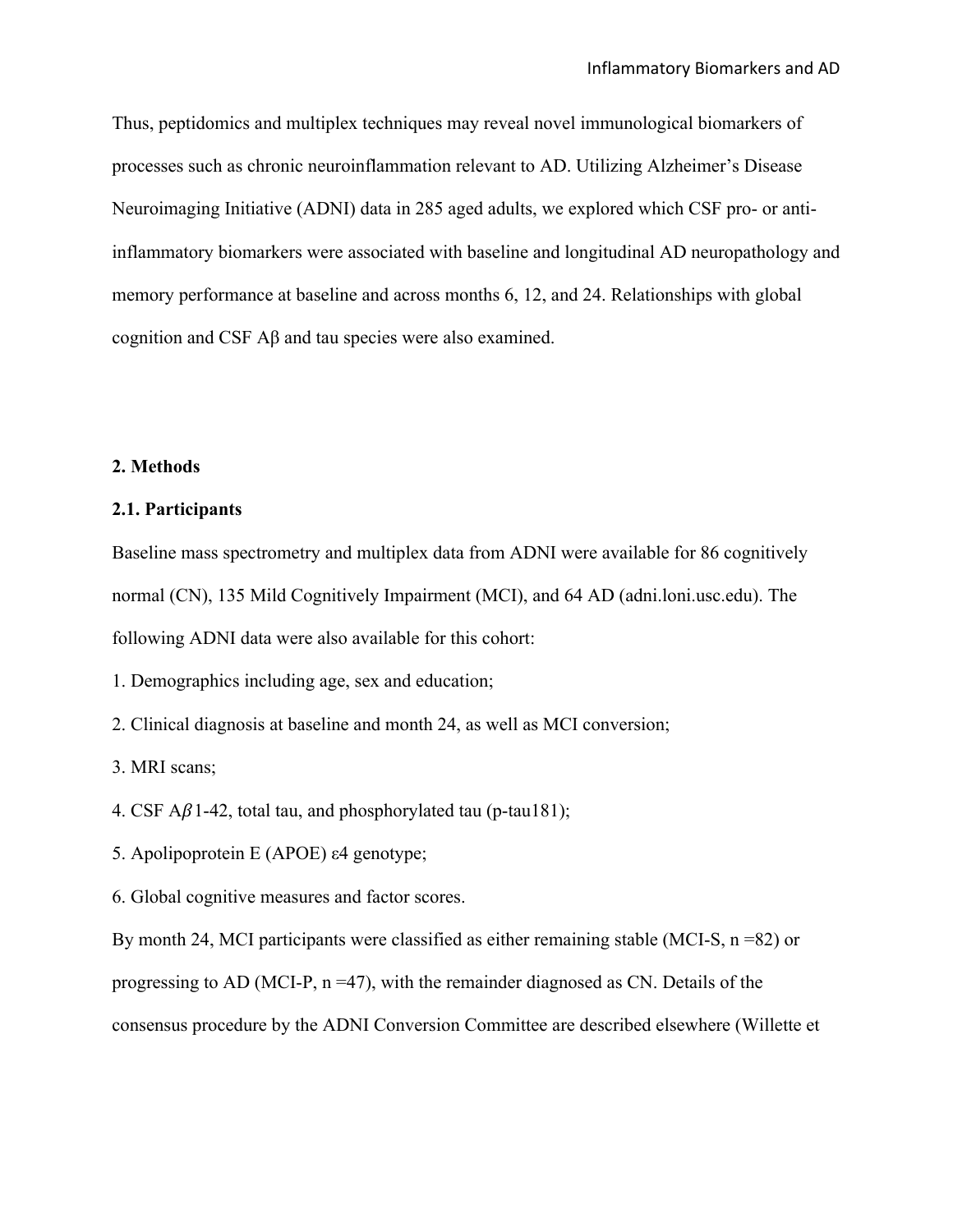Thus, peptidomics and multiplex techniques may reveal novel immunological biomarkers of processes such as chronic neuroinflammation relevant to AD. Utilizing Alzheimer's Disease Neuroimaging Initiative (ADNI) data in 285 aged adults, we explored which CSF pro- or anti-inflammatory biomarkers were associated with baseline and longitudinal AD neuropathology and memory performance at baseline and across months 6, 12, and 24. Relationships with global cognition and CSF Aβ and tau species were also examined.

## 2. Methods

### 2.1. Participants

Baseline mass spectrometry and multiplex data from ADNI were available for 86 cognitively normal (CN), 135 Mild Cognitively Impairment (MCI), and 64 AD (adni.loni.usc.edu). The following ADNI data were also available for this cohort:

1. Demographics including age, sex and education;
2. Clinical diagnosis at baseline and month 24, as well as MCI conversion;
3. MRI scans;
4. CSF $A\beta$1-42, total tau, and phosphorylated tau (p-tau181);
5. Apolipoprotein E (APOE) ε4 genotype;
6. Global cognitive measures and factor scores.

By month 24, MCI participants were classified as either remaining stable (MCI-S, n =82) or progressing to AD (MCI-P, n =47), with the remainder diagnosed as CN. Details of the consensus procedure by the ADNI Conversion Committee are described elsewhere (Willette et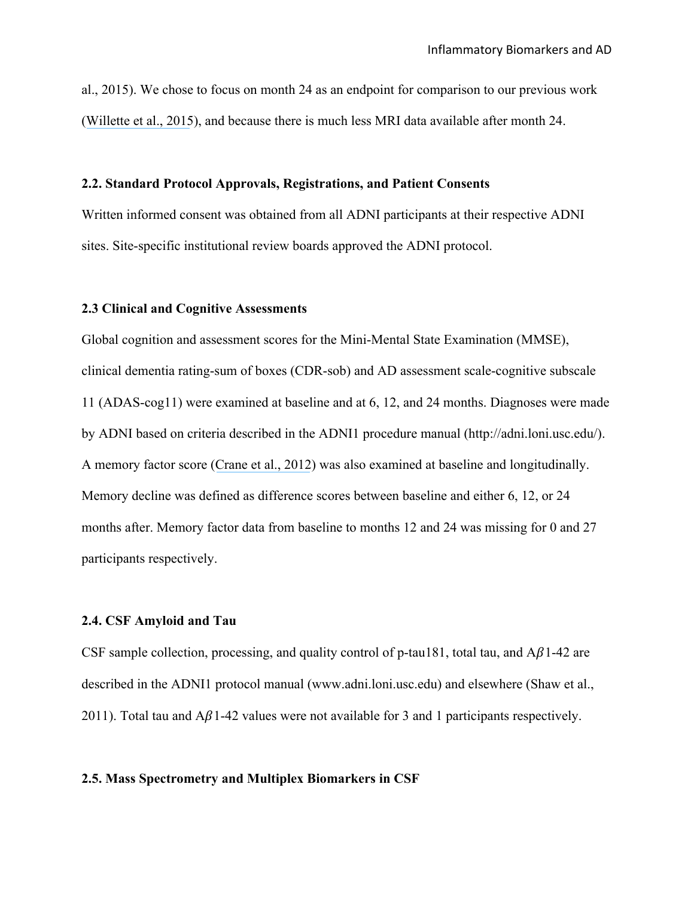al., 2015). We chose to focus on month 24 as an endpoint for comparison to our previous work (Willette et al., 2015), and because there is much less MRI data available after month 24.

### 2.2. Standard Protocol Approvals, Registrations, and Patient Consents

Written informed consent was obtained from all ADNI participants at their respective ADNI sites. Site-specific institutional review boards approved the ADNI protocol.

### 2.3 Clinical and Cognitive Assessments

Global cognition and assessment scores for the Mini-Mental State Examination (MMSE), clinical dementia rating-sum of boxes (CDR-sob) and AD assessment scale-cognitive subscale 11 (ADAS-cog11) were examined at baseline and at 6, 12, and 24 months. Diagnoses were made by ADNI based on criteria described in the ADNI1 procedure manual (http://adni.loni.usc.edu/). A memory factor score (Crane et al., 2012) was also examined at baseline and longitudinally. Memory decline was defined as difference scores between baseline and either 6, 12, or 24 months after. Memory factor data from baseline to months 12 and 24 was missing for 0 and 27 participants respectively.

### 2.4. CSF Amyloid and Tau

CSF sample collection, processing, and quality control of p-tau181, total tau, and A$\beta$1-42 are described in the ADNI1 protocol manual (www.adni.loni.usc.edu) and elsewhere (Shaw et al., 2011). Total tau and A$\beta$1-42 values were not available for 3 and 1 participants respectively.

### 2.5. Mass Spectrometry and Multiplex Biomarkers in CSF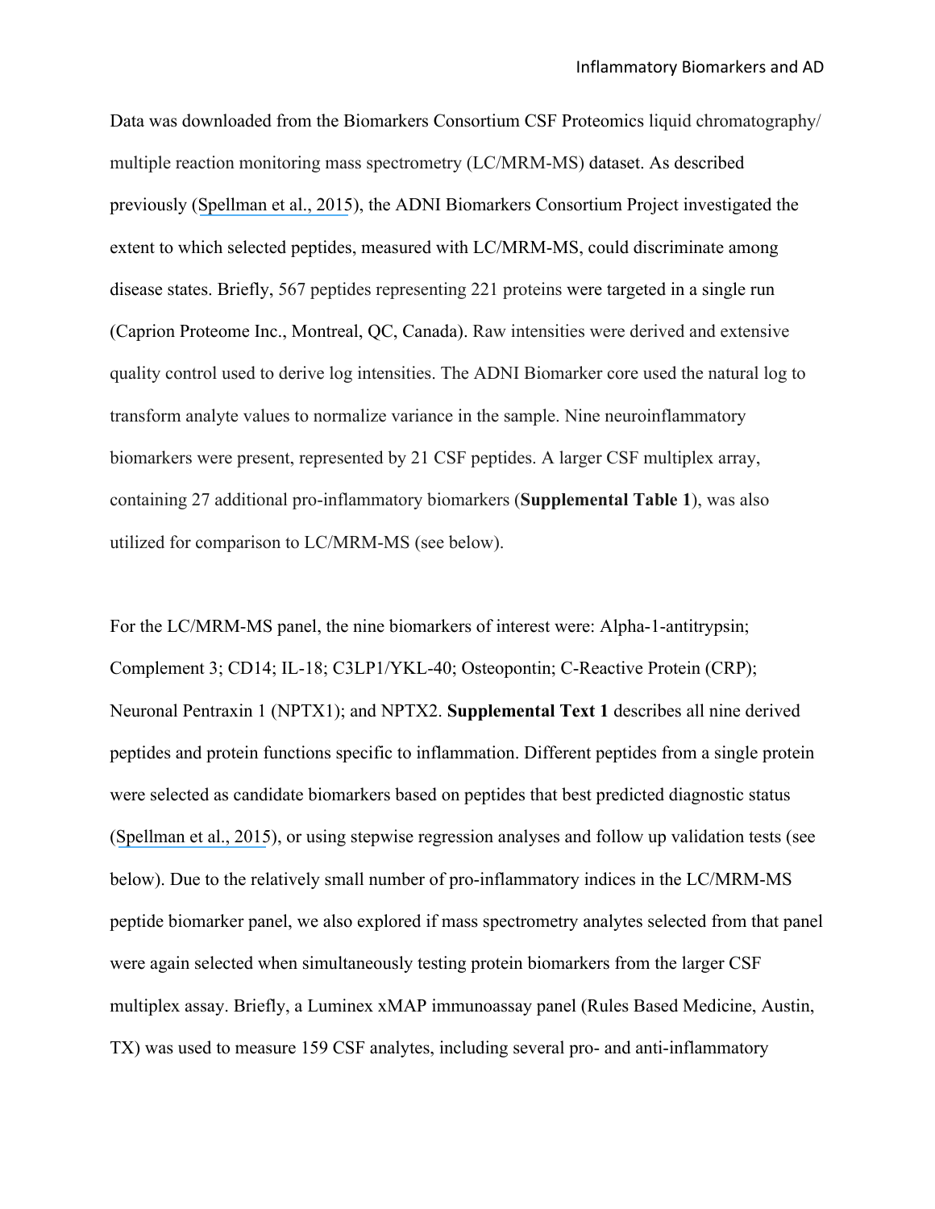Data was downloaded from the Biomarkers Consortium CSF Proteomics liquid chromatography/ multiple reaction monitoring mass spectrometry (LC/MRM-MS) dataset. As described previously (Spellman et al., 2015), the ADNI Biomarkers Consortium Project investigated the extent to which selected peptides, measured with LC/MRM-MS, could discriminate among disease states. Briefly, 567 peptides representing 221 proteins were targeted in a single run (Caprion Proteome Inc., Montreal, QC, Canada). Raw intensities were derived and extensive quality control used to derive log intensities. The ADNI Biomarker core used the natural log to transform analyte values to normalize variance in the sample. Nine neuroinflammatory biomarkers were present, represented by 21 CSF peptides. A larger CSF multiplex array, containing 27 additional pro-inflammatory biomarkers (**Supplemental Table 1**), was also utilized for comparison to LC/MRM-MS (see below).

For the LC/MRM-MS panel, the nine biomarkers of interest were: Alpha-1-antitrypsin; Complement 3; CD14; IL-18; C3LP1/YKL-40; Osteopontin; C-Reactive Protein (CRP); Neuronal Pentraxin 1 (NPTX1); and NPTX2. **Supplemental Text 1** describes all nine derived peptides and protein functions specific to inflammation. Different peptides from a single protein were selected as candidate biomarkers based on peptides that best predicted diagnostic status (Spellman et al., 2015), or using stepwise regression analyses and follow up validation tests (see below). Due to the relatively small number of pro-inflammatory indices in the LC/MRM-MS peptide biomarker panel, we also explored if mass spectrometry analytes selected from that panel were again selected when simultaneously testing protein biomarkers from the larger CSF multiplex assay. Briefly, a Luminex xMAP immunoassay panel (Rules Based Medicine, Austin, TX) was used to measure 159 CSF analytes, including several pro- and anti-inflammatory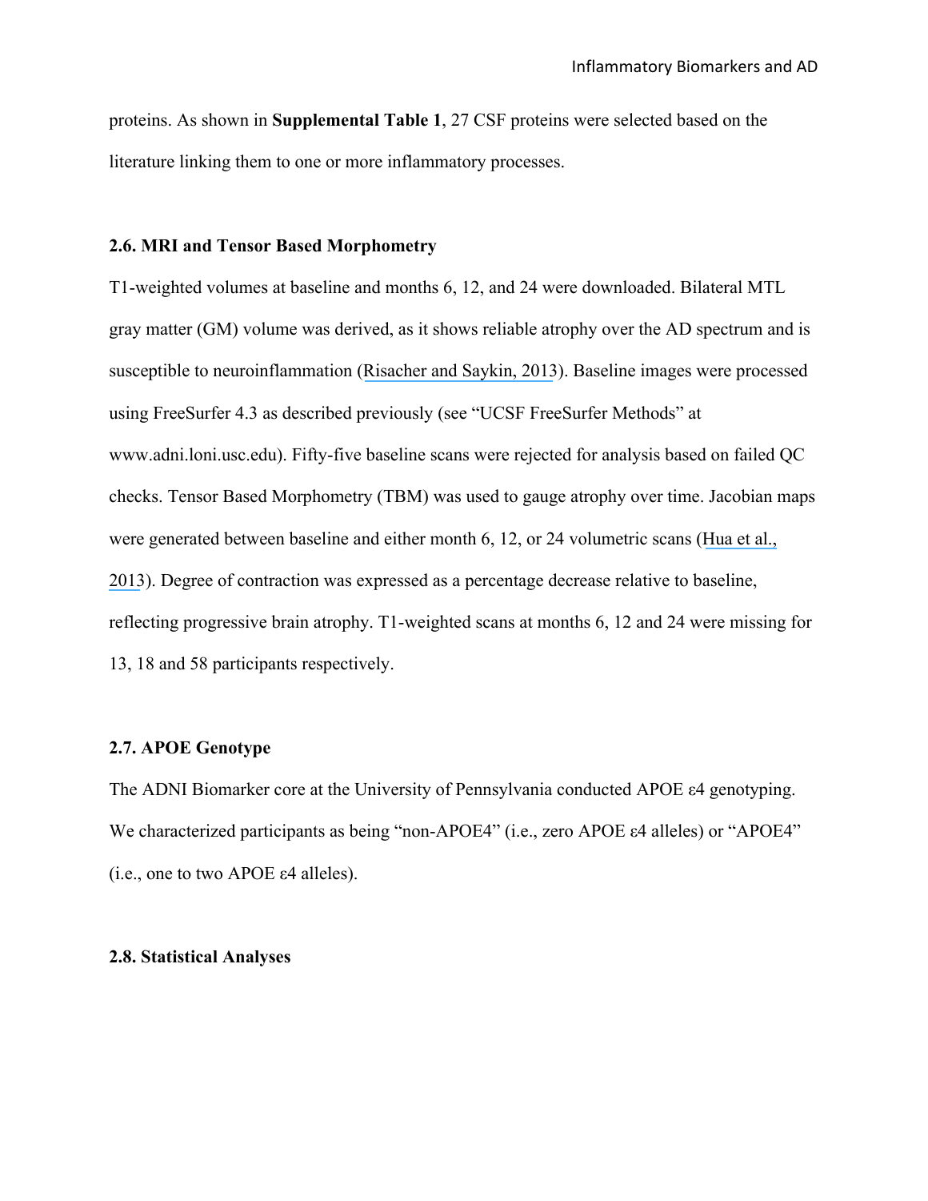proteins. As shown in **Supplemental Table 1**, 27 CSF proteins were selected based on the literature linking them to one or more inflammatory processes.

### 2.6. MRI and Tensor Based Morphometry

T1-weighted volumes at baseline and months 6, 12, and 24 were downloaded. Bilateral MTL gray matter (GM) volume was derived, as it shows reliable atrophy over the AD spectrum and is susceptible to neuroinflammation (Risacher and Saykin, 2013). Baseline images were processed using FreeSurfer 4.3 as described previously (see "UCSF FreeSurfer Methods" at www.adni.loni.usc.edu). Fifty-five baseline scans were rejected for analysis based on failed QC checks. Tensor Based Morphometry (TBM) was used to gauge atrophy over time. Jacobian maps were generated between baseline and either month 6, 12, or 24 volumetric scans (Hua et al., 2013). Degree of contraction was expressed as a percentage decrease relative to baseline, reflecting progressive brain atrophy. T1-weighted scans at months 6, 12 and 24 were missing for 13, 18 and 58 participants respectively.

### 2.7. APOE Genotype

The ADNI Biomarker core at the University of Pennsylvania conducted APOE ε4 genotyping. We characterized participants as being "non-APOE4" (i.e., zero APOE ε4 alleles) or "APOE4" (i.e., one to two APOE ε4 alleles).

### 2.8. Statistical Analyses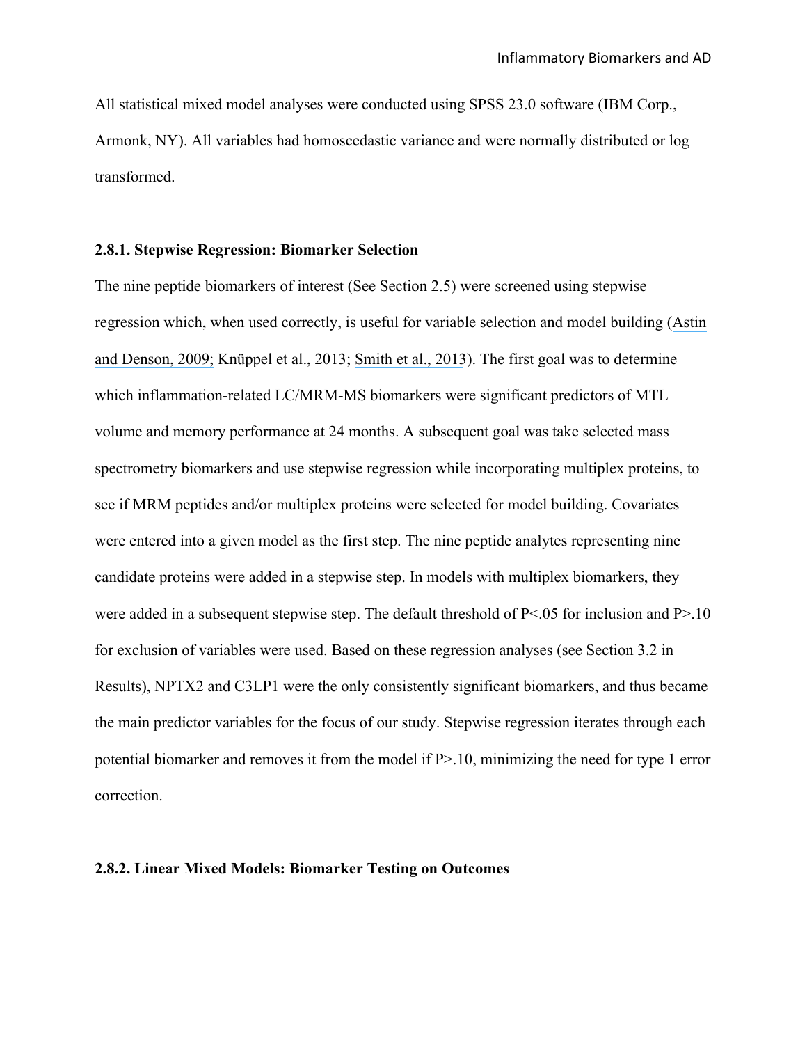All statistical mixed model analyses were conducted using SPSS 23.0 software (IBM Corp., Armonk, NY). All variables had homoscedastic variance and were normally distributed or log transformed.

### 2.8.1. Stepwise Regression: Biomarker Selection

The nine peptide biomarkers of interest (See Section 2.5) were screened using stepwise regression which, when used correctly, is useful for variable selection and model building (Astin and Denson, 2009; Knüppel et al., 2013; Smith et al., 2013). The first goal was to determine which inflammation-related LC/MRM-MS biomarkers were significant predictors of MTL volume and memory performance at 24 months. A subsequent goal was take selected mass spectrometry biomarkers and use stepwise regression while incorporating multiplex proteins, to see if MRM peptides and/or multiplex proteins were selected for model building. Covariates were entered into a given model as the first step. The nine peptide analytes representing nine candidate proteins were added in a stepwise step. In models with multiplex biomarkers, they were added in a subsequent stepwise step. The default threshold of $P<.05$ for inclusion and $P>.10$ for exclusion of variables were used. Based on these regression analyses (see Section 3.2 in Results), NPTX2 and C3LP1 were the only consistently significant biomarkers, and thus became the main predictor variables for the focus of our study. Stepwise regression iterates through each potential biomarker and removes it from the model if $P>.10$, minimizing the need for type 1 error correction.

### 2.8.2. Linear Mixed Models: Biomarker Testing on Outcomes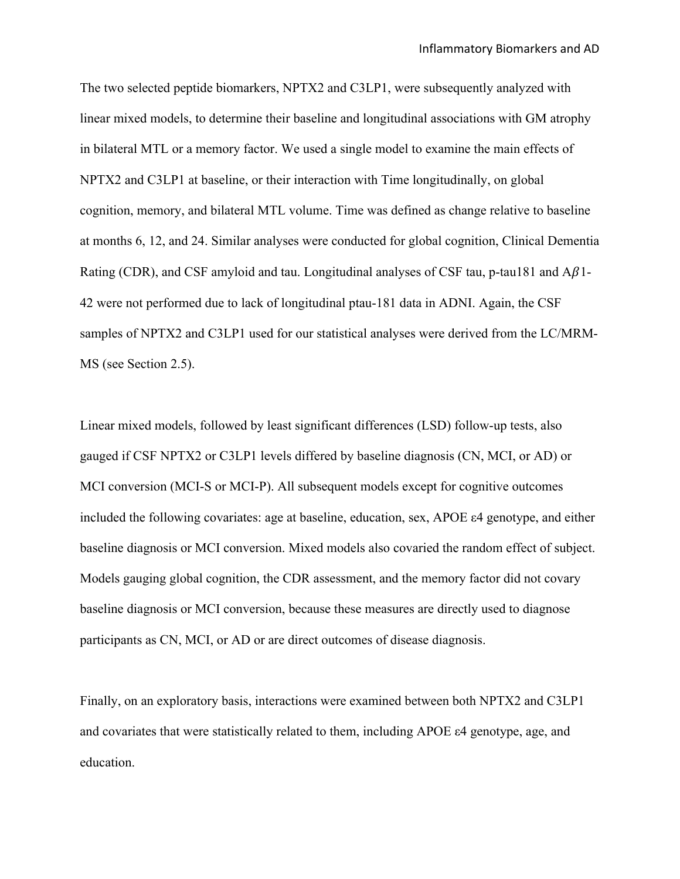The two selected peptide biomarkers, NPTX2 and C3LP1, were subsequently analyzed with linear mixed models, to determine their baseline and longitudinal associations with GM atrophy in bilateral MTL or a memory factor. We used a single model to examine the main effects of NPTX2 and C3LP1 at baseline, or their interaction with Time longitudinally, on global cognition, memory, and bilateral MTL volume. Time was defined as change relative to baseline at months 6, 12, and 24. Similar analyses were conducted for global cognition, Clinical Dementia Rating (CDR), and CSF amyloid and tau. Longitudinal analyses of CSF tau, p-tau181 and A$\beta$1-42 were not performed due to lack of longitudinal ptau-181 data in ADNI. Again, the CSF samples of NPTX2 and C3LP1 used for our statistical analyses were derived from the LC/MRM-MS (see Section 2.5).

Linear mixed models, followed by least significant differences (LSD) follow-up tests, also gauged if CSF NPTX2 or C3LP1 levels differed by baseline diagnosis (CN, MCI, or AD) or MCI conversion (MCI-S or MCI-P). All subsequent models except for cognitive outcomes included the following covariates: age at baseline, education, sex, APOE ε4 genotype, and either baseline diagnosis or MCI conversion. Mixed models also covaried the random effect of subject. Models gauging global cognition, the CDR assessment, and the memory factor did not covary baseline diagnosis or MCI conversion, because these measures are directly used to diagnose participants as CN, MCI, or AD or are direct outcomes of disease diagnosis.

Finally, on an exploratory basis, interactions were examined between both NPTX2 and C3LP1 and covariates that were statistically related to them, including APOE ε4 genotype, age, and education.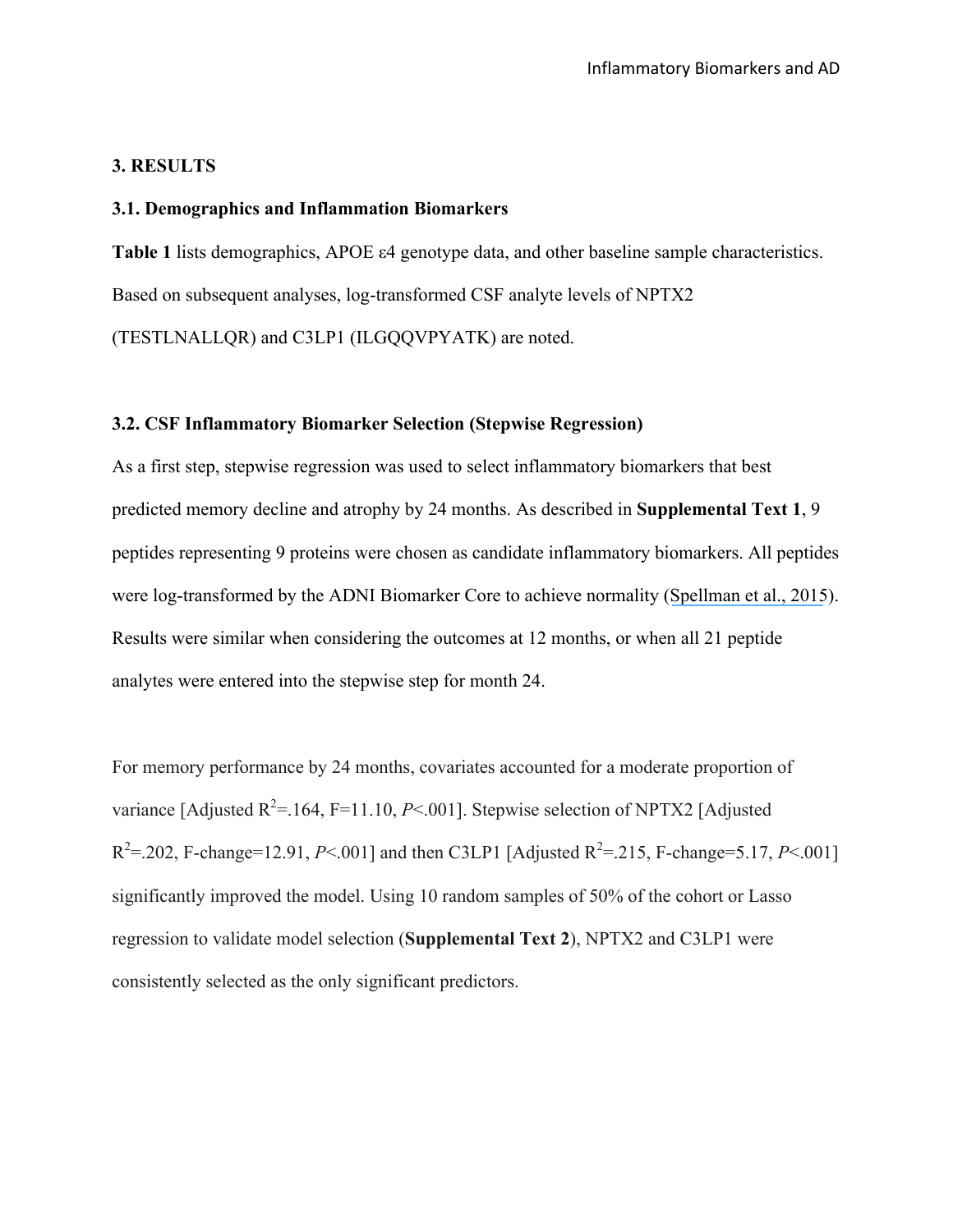## 3. RESULTS

### 3.1. Demographics and Inflammation Biomarkers

**Table 1** lists demographics, APOE ε4 genotype data, and other baseline sample characteristics. Based on subsequent analyses, log-transformed CSF analyte levels of NPTX2 (TESTLNALLQR) and C3LP1 (ILGQQVPYATK) are noted.

### 3.2. CSF Inflammatory Biomarker Selection (Stepwise Regression)

As a first step, stepwise regression was used to select inflammatory biomarkers that best predicted memory decline and atrophy by 24 months. As described in **Supplemental Text 1**, 9 peptides representing 9 proteins were chosen as candidate inflammatory biomarkers. All peptides were log-transformed by the ADNI Biomarker Core to achieve normality (Spellman et al., 2015). Results were similar when considering the outcomes at 12 months, or when all 21 peptide analytes were entered into the stepwise step for month 24.

For memory performance by 24 months, covariates accounted for a moderate proportion of variance [Adjusted $R^2$=.164, F=11.10, $P$<.001]. Stepwise selection of NPTX2 [Adjusted $R^2$=.202, F-change=12.91, $P$<.001] and then C3LP1 [Adjusted $R^2$=.215, F-change=5.17, $P$<.001] significantly improved the model. Using 10 random samples of 50% of the cohort or Lasso regression to validate model selection (**Supplemental Text 2**), NPTX2 and C3LP1 were consistently selected as the only significant predictors.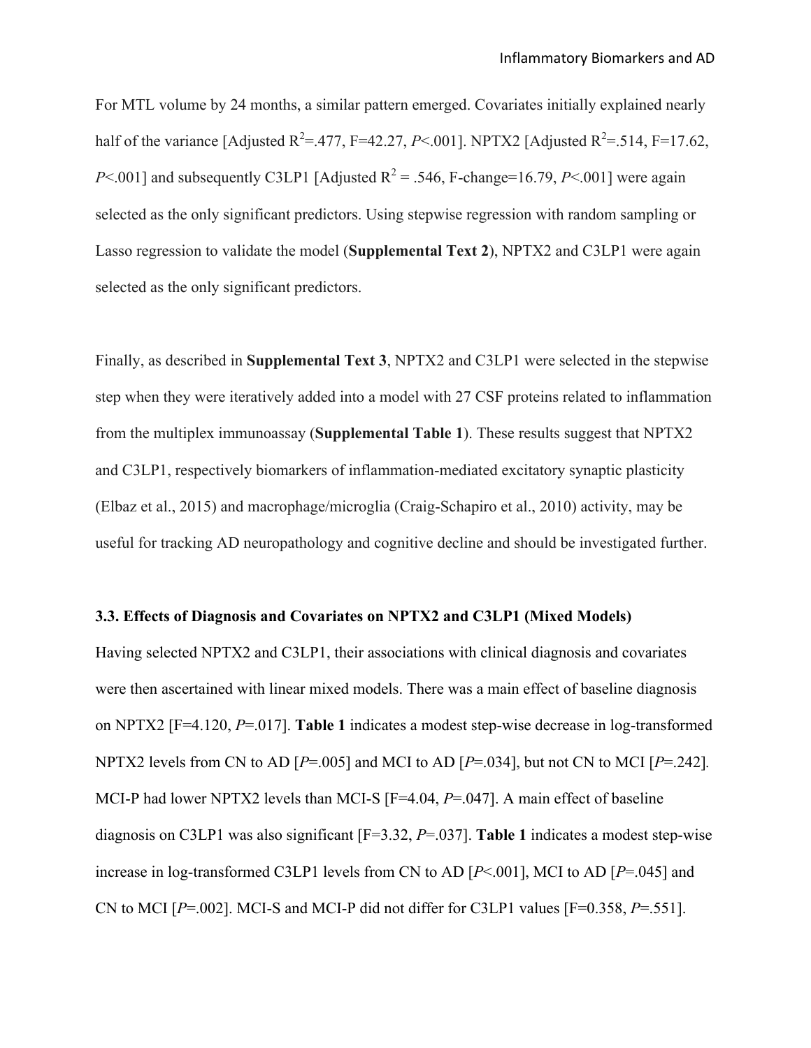For MTL volume by 24 months, a similar pattern emerged. Covariates initially explained nearly half of the variance [Adjusted $R^2$=.477, F=42.27, *P*<.001]. NPTX2 [Adjusted $R^2$=.514, F=17.62, *P*<.001] and subsequently C3LP1 [Adjusted $R^2$ = .546, F-change=16.79, *P*<.001] were again selected as the only significant predictors. Using stepwise regression with random sampling or Lasso regression to validate the model (**Supplemental Text 2**), NPTX2 and C3LP1 were again selected as the only significant predictors.

Finally, as described in **Supplemental Text 3**, NPTX2 and C3LP1 were selected in the stepwise step when they were iteratively added into a model with 27 CSF proteins related to inflammation from the multiplex immunoassay (**Supplemental Table 1**). These results suggest that NPTX2 and C3LP1, respectively biomarkers of inflammation-mediated excitatory synaptic plasticity (Elbaz et al., 2015) and macrophage/microglia (Craig-Schapiro et al., 2010) activity, may be useful for tracking AD neuropathology and cognitive decline and should be investigated further.

### 3.3. Effects of Diagnosis and Covariates on NPTX2 and C3LP1 (Mixed Models)

Having selected NPTX2 and C3LP1, their associations with clinical diagnosis and covariates were then ascertained with linear mixed models. There was a main effect of baseline diagnosis on NPTX2 [F=4.120, *P*=.017]. **Table 1** indicates a modest step-wise decrease in log-transformed NPTX2 levels from CN to AD [*P*=.005] and MCI to AD [*P*=.034], but not CN to MCI [*P*=.242]. MCI-P had lower NPTX2 levels than MCI-S [F=4.04, *P*=.047]. A main effect of baseline diagnosis on C3LP1 was also significant [F=3.32, *P*=.037]. **Table 1** indicates a modest step-wise increase in log-transformed C3LP1 levels from CN to AD [*P*<.001], MCI to AD [*P*=.045] and CN to MCI [*P*=.002]. MCI-S and MCI-P did not differ for C3LP1 values [F=0.358, *P*=.551].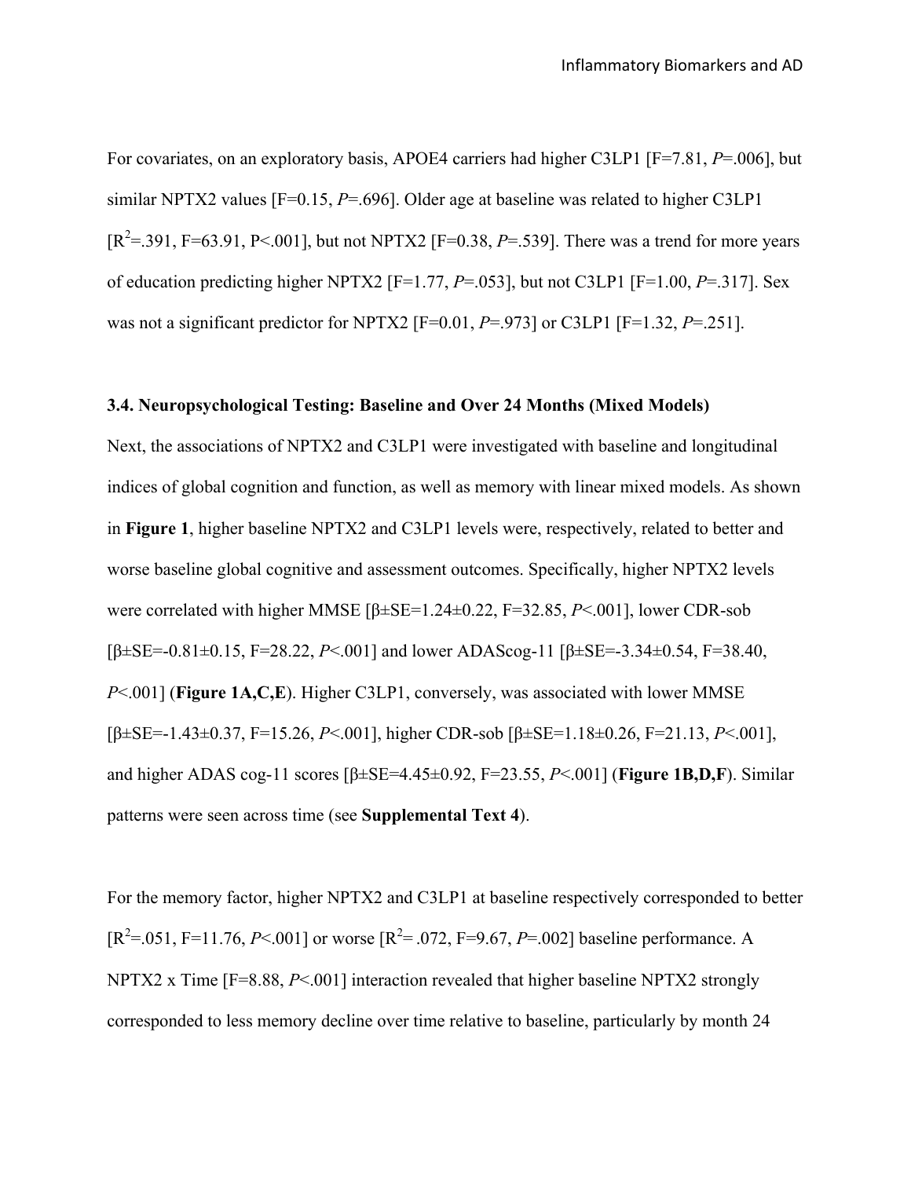For covariates, on an exploratory basis, APOE4 carriers had higher C3LP1 [F=7.81, *P*=.006], but similar NPTX2 values [F=0.15, *P*=.696]. Older age at baseline was related to higher C3LP1 [$R^2$=.391, F=63.91, P<.001], but not NPTX2 [F=0.38, *P*=.539]. There was a trend for more years of education predicting higher NPTX2 [F=1.77, *P*=.053], but not C3LP1 [F=1.00, *P*=.317]. Sex was not a significant predictor for NPTX2 [F=0.01, *P*=.973] or C3LP1 [F=1.32, *P*=.251].

### 3.4. Neuropsychological Testing: Baseline and Over 24 Months (Mixed Models)

Next, the associations of NPTX2 and C3LP1 were investigated with baseline and longitudinal indices of global cognition and function, as well as memory with linear mixed models. As shown in **Figure 1**, higher baseline NPTX2 and C3LP1 levels were, respectively, related to better and worse baseline global cognitive and assessment outcomes. Specifically, higher NPTX2 levels were correlated with higher MMSE [β±SE=1.24±0.22, F=32.85, *P*<.001], lower CDR-sob [β±SE=-0.81±0.15, F=28.22, *P*<.001] and lower ADAScog-11 [β±SE=-3.34±0.54, F=38.40, *P*<.001] (**Figure 1A,C,E**). Higher C3LP1, conversely, was associated with lower MMSE [β±SE=-1.43±0.37, F=15.26, *P*<.001], higher CDR-sob [β±SE=1.18±0.26, F=21.13, *P*<.001], and higher ADAS cog-11 scores [β±SE=4.45±0.92, F=23.55, *P*<.001] (**Figure 1B,D,F**). Similar patterns were seen across time (see **Supplemental Text 4**).

For the memory factor, higher NPTX2 and C3LP1 at baseline respectively corresponded to better [$R^2$=.051, F=11.76, *P*<.001] or worse [$R^2$= .072, F=9.67, *P*=.002] baseline performance. A NPTX2 x Time [F=8.88, *P*<.001] interaction revealed that higher baseline NPTX2 strongly corresponded to less memory decline over time relative to baseline, particularly by month 24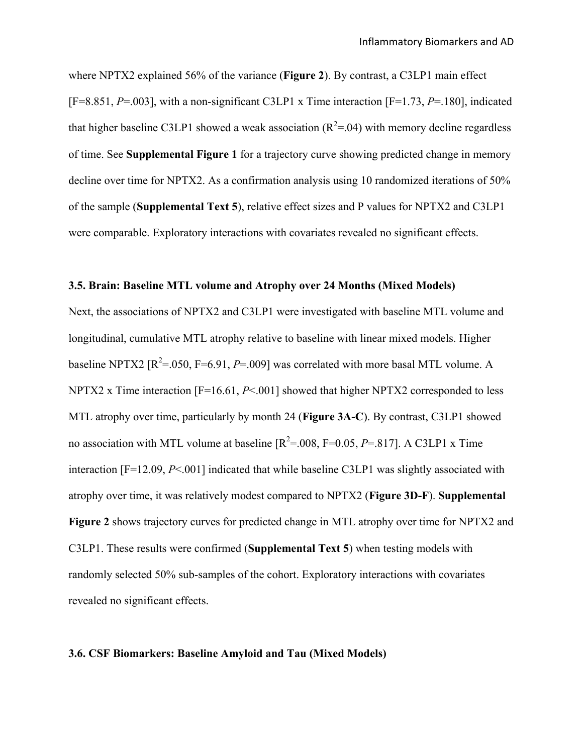where NPTX2 explained 56% of the variance (**Figure 2**). By contrast, a C3LP1 main effect [F=8.851, *P*=.003], with a non-significant C3LP1 x Time interaction [F=1.73, *P*=.180], indicated that higher baseline C3LP1 showed a weak association ($R^2$=.04) with memory decline regardless of time. See **Supplemental Figure 1** for a trajectory curve showing predicted change in memory decline over time for NPTX2. As a confirmation analysis using 10 randomized iterations of 50% of the sample (**Supplemental Text 5**), relative effect sizes and P values for NPTX2 and C3LP1 were comparable. Exploratory interactions with covariates revealed no significant effects.

### 3.5. Brain: Baseline MTL volume and Atrophy over 24 Months (Mixed Models)

Next, the associations of NPTX2 and C3LP1 were investigated with baseline MTL volume and longitudinal, cumulative MTL atrophy relative to baseline with linear mixed models. Higher baseline NPTX2 [$R^2$=.050, F=6.91, *P*=.009] was correlated with more basal MTL volume. A NPTX2 x Time interaction [F=16.61, *P*<.001] showed that higher NPTX2 corresponded to less MTL atrophy over time, particularly by month 24 (**Figure 3A-C**). By contrast, C3LP1 showed no association with MTL volume at baseline [$R^2$=.008, F=0.05, *P*=.817]. A C3LP1 x Time interaction [F=12.09, *P*<.001] indicated that while baseline C3LP1 was slightly associated with atrophy over time, it was relatively modest compared to NPTX2 (**Figure 3D-F**). **Supplemental Figure 2** shows trajectory curves for predicted change in MTL atrophy over time for NPTX2 and C3LP1. These results were confirmed (**Supplemental Text 5**) when testing models with randomly selected 50% sub-samples of the cohort. Exploratory interactions with covariates revealed no significant effects.

### 3.6. CSF Biomarkers: Baseline Amyloid and Tau (Mixed Models)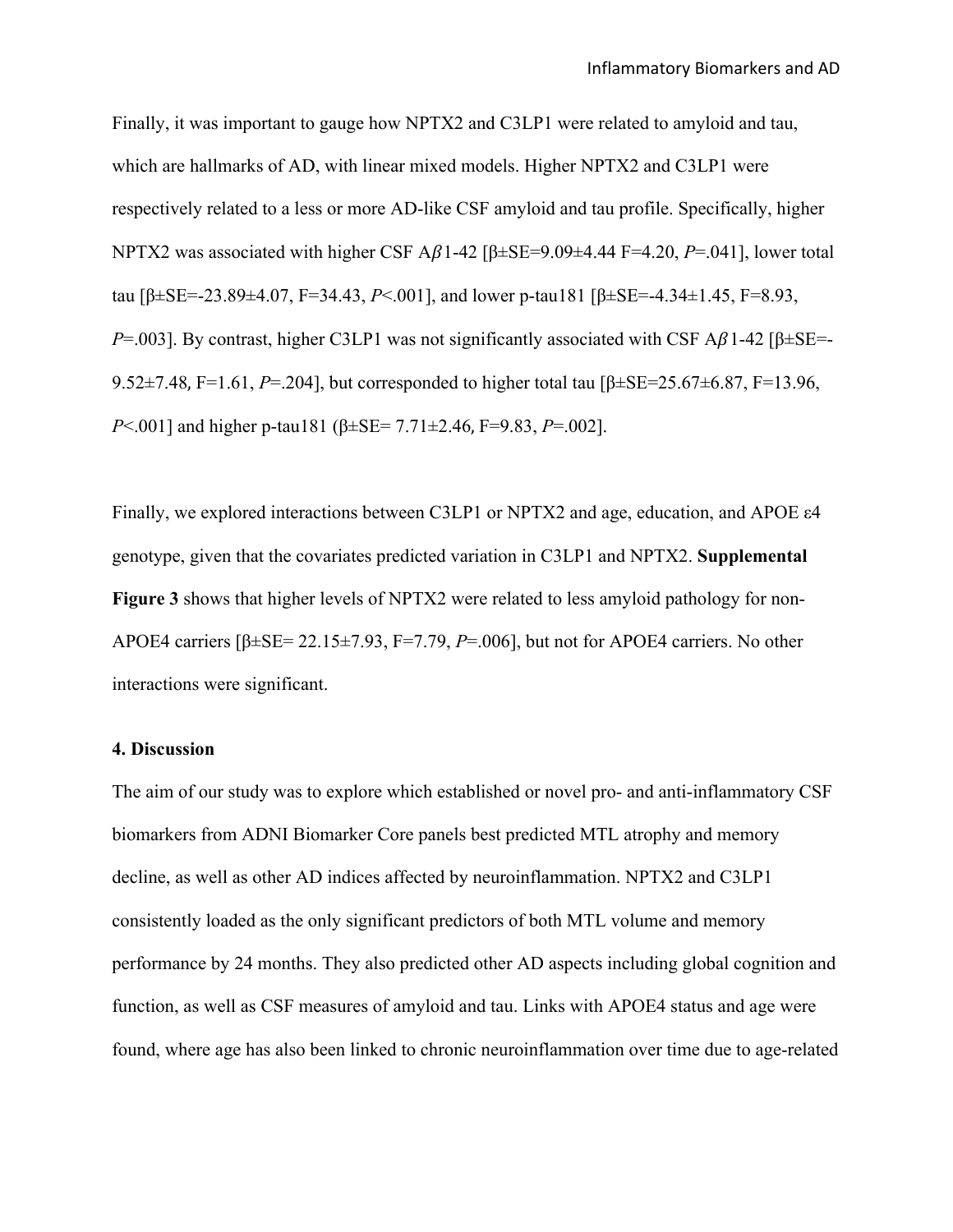Finally, it was important to gauge how NPTX2 and C3LP1 were related to amyloid and tau, which are hallmarks of AD, with linear mixed models. Higher NPTX2 and C3LP1 were respectively related to a less or more AD-like CSF amyloid and tau profile. Specifically, higher NPTX2 was associated with higher CSF A$\beta$1-42 [$\beta \pm SE = 9.09 \pm 4.44$ $F=4.20$, $P=.041$], lower total tau [$\beta \pm SE = -23.89 \pm 4.07$, $F=34.43$, $P<.001$], and lower p-tau181 [$\beta \pm SE = -4.34 \pm 1.45$, $F=8.93$, $P=.003$]. By contrast, higher C3LP1 was not significantly associated with CSF A$\beta$1-42 [$\beta \pm SE = -9.52 \pm 7.48$, $F=1.61$, $P=.204$], but corresponded to higher total tau [$\beta \pm SE = 25.67 \pm 6.87$, $F=13.96$, $P<.001$] and higher p-tau181 ($\beta \pm SE = 7.71 \pm 2.46$, $F=9.83$, $P=.002$].

Finally, we explored interactions between C3LP1 or NPTX2 and age, education, and APOE ε4 genotype, given that the covariates predicted variation in C3LP1 and NPTX2. **Supplemental Figure 3** shows that higher levels of NPTX2 were related to less amyloid pathology for non-APOE4 carriers [$\beta \pm SE = 22.15 \pm 7.93$, $F=7.79$, $P=.006$], but not for APOE4 carriers. No other interactions were significant.

**4. Discussion**

The aim of our study was to explore which established or novel pro- and anti-inflammatory CSF biomarkers from ADNI Biomarker Core panels best predicted MTL atrophy and memory decline, as well as other AD indices affected by neuroinflammation. NPTX2 and C3LP1 consistently loaded as the only significant predictors of both MTL volume and memory performance by 24 months. They also predicted other AD aspects including global cognition and function, as well as CSF measures of amyloid and tau. Links with APOE4 status and age were found, where age has also been linked to chronic neuroinflammation over time due to age-related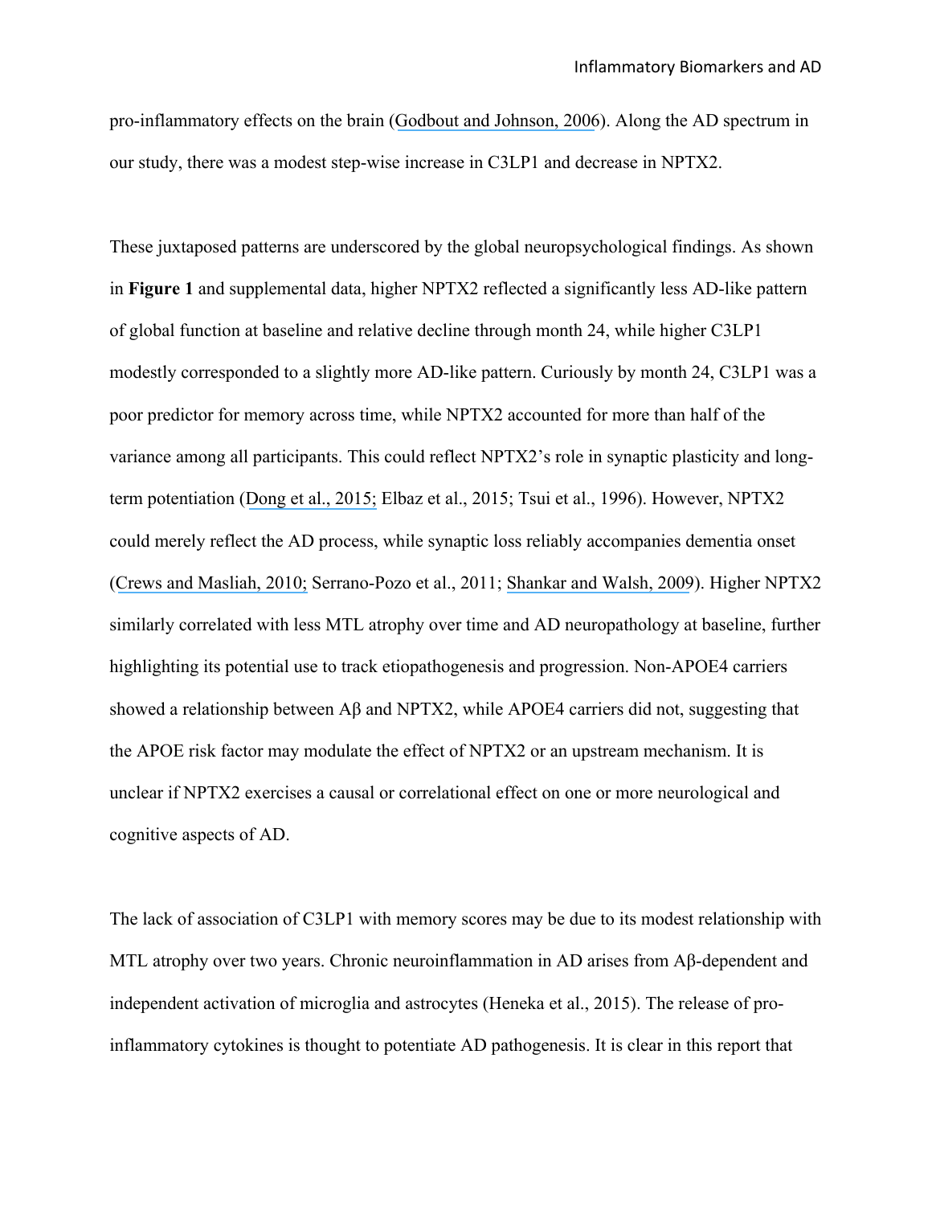pro-inflammatory effects on the brain (Godbout and Johnson, 2006). Along the AD spectrum in our study, there was a modest step-wise increase in C3LP1 and decrease in NPTX2.

These juxtaposed patterns are underscored by the global neuropsychological findings. As shown in **Figure 1** and supplemental data, higher NPTX2 reflected a significantly less AD-like pattern of global function at baseline and relative decline through month 24, while higher C3LP1 modestly corresponded to a slightly more AD-like pattern. Curiously by month 24, C3LP1 was a poor predictor for memory across time, while NPTX2 accounted for more than half of the variance among all participants. This could reflect NPTX2's role in synaptic plasticity and long-term potentiation (Dong et al., 2015; Elbaz et al., 2015; Tsui et al., 1996). However, NPTX2 could merely reflect the AD process, while synaptic loss reliably accompanies dementia onset (Crews and Masliah, 2010; Serrano-Pozo et al., 2011; Shankar and Walsh, 2009). Higher NPTX2 similarly correlated with less MTL atrophy over time and AD neuropathology at baseline, further highlighting its potential use to track etiopathogenesis and progression. Non-APOE4 carriers showed a relationship between Aβ and NPTX2, while APOE4 carriers did not, suggesting that the APOE risk factor may modulate the effect of NPTX2 or an upstream mechanism. It is unclear if NPTX2 exercises a causal or correlational effect on one or more neurological and cognitive aspects of AD.

The lack of association of C3LP1 with memory scores may be due to its modest relationship with MTL atrophy over two years. Chronic neuroinflammation in AD arises from Aβ-dependent and independent activation of microglia and astrocytes (Heneka et al., 2015). The release of pro-inflammatory cytokines is thought to potentiate AD pathogenesis. It is clear in this report that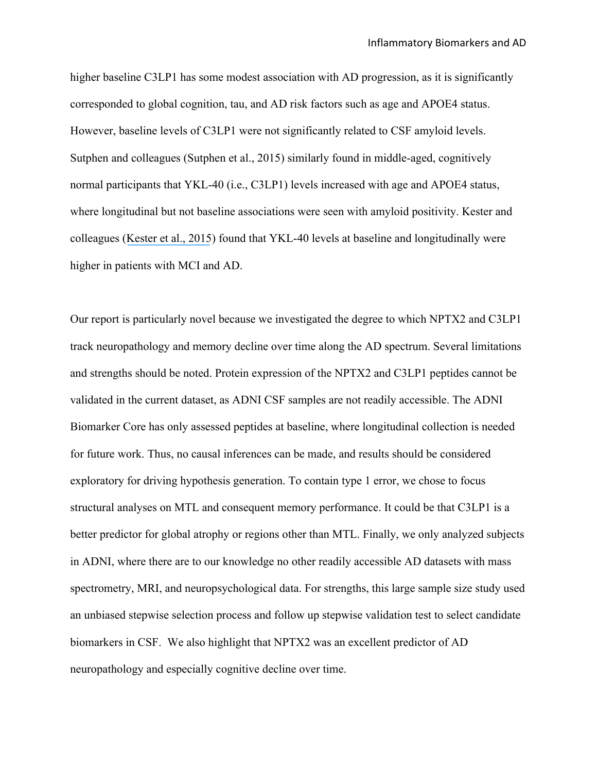higher baseline C3LP1 has some modest association with AD progression, as it is significantly corresponded to global cognition, tau, and AD risk factors such as age and APOE4 status. However, baseline levels of C3LP1 were not significantly related to CSF amyloid levels. Sutphen and colleagues (Sutphen et al., 2015) similarly found in middle-aged, cognitively normal participants that YKL-40 (i.e., C3LP1) levels increased with age and APOE4 status, where longitudinal but not baseline associations were seen with amyloid positivity. Kester and colleagues (Kester et al., 2015) found that YKL-40 levels at baseline and longitudinally were higher in patients with MCI and AD.

Our report is particularly novel because we investigated the degree to which NPTX2 and C3LP1 track neuropathology and memory decline over time along the AD spectrum. Several limitations and strengths should be noted. Protein expression of the NPTX2 and C3LP1 peptides cannot be validated in the current dataset, as ADNI CSF samples are not readily accessible. The ADNI Biomarker Core has only assessed peptides at baseline, where longitudinal collection is needed for future work. Thus, no causal inferences can be made, and results should be considered exploratory for driving hypothesis generation. To contain type 1 error, we chose to focus structural analyses on MTL and consequent memory performance. It could be that C3LP1 is a better predictor for global atrophy or regions other than MTL. Finally, we only analyzed subjects in ADNI, where there are to our knowledge no other readily accessible AD datasets with mass spectrometry, MRI, and neuropsychological data. For strengths, this large sample size study used an unbiased stepwise selection process and follow up stepwise validation test to select candidate biomarkers in CSF. We also highlight that NPTX2 was an excellent predictor of AD neuropathology and especially cognitive decline over time.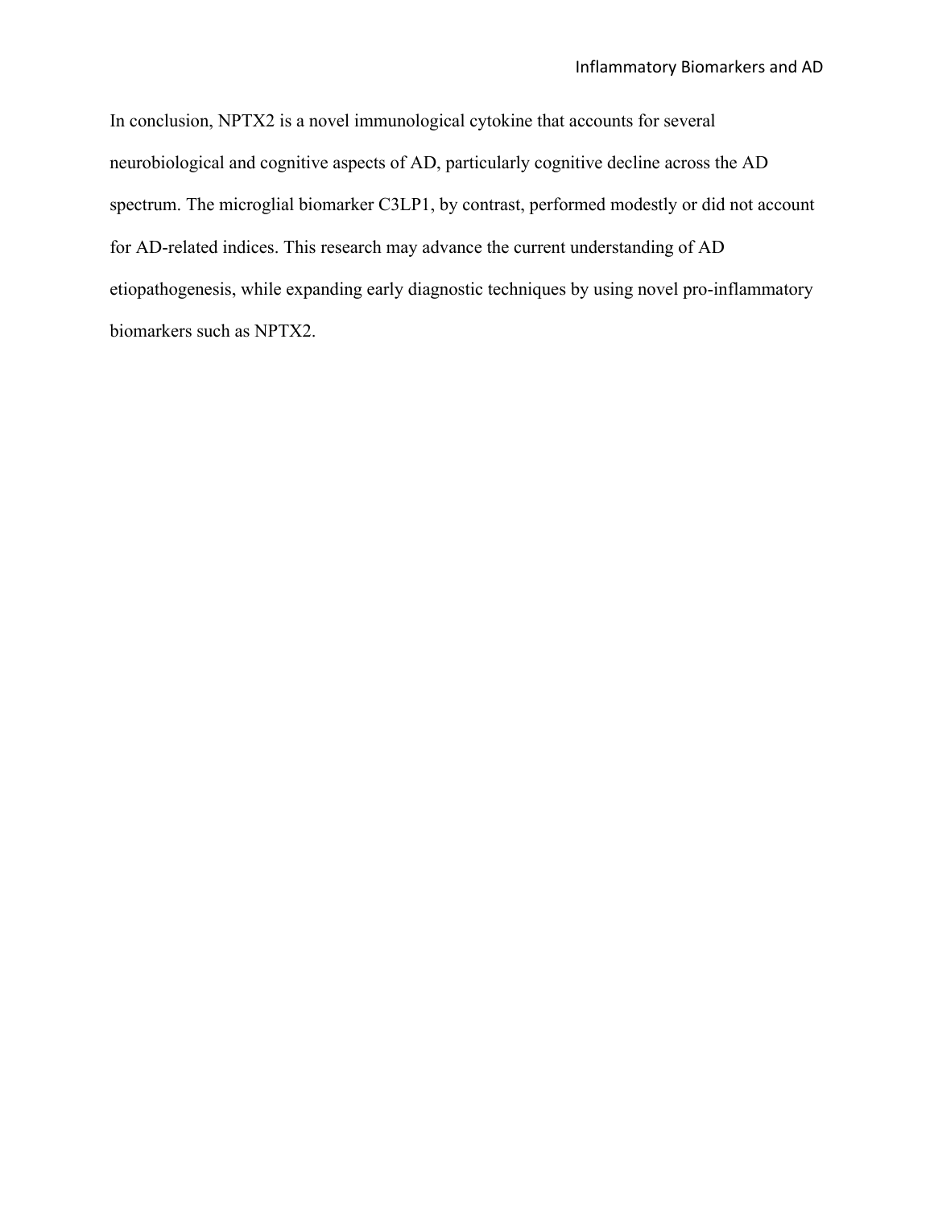In conclusion, NPTX2 is a novel immunological cytokine that accounts for several neurobiological and cognitive aspects of AD, particularly cognitive decline across the AD spectrum. The microglial biomarker C3LP1, by contrast, performed modestly or did not account for AD-related indices. This research may advance the current understanding of AD etiopathogenesis, while expanding early diagnostic techniques by using novel pro-inflammatory biomarkers such as NPTX2.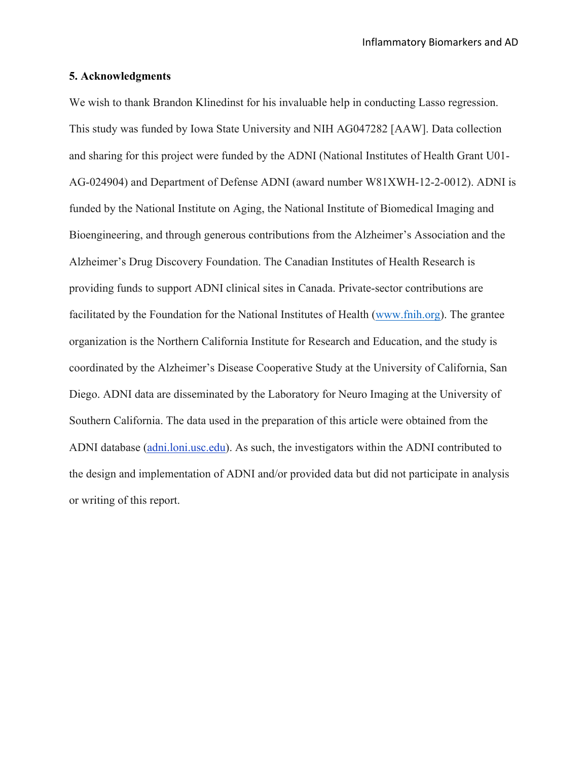## 5. Acknowledgments

We wish to thank Brandon Klinedinst for his invaluable help in conducting Lasso regression. This study was funded by Iowa State University and NIH AG047282 [AAW]. Data collection and sharing for this project were funded by the ADNI (National Institutes of Health Grant U01-AG-024904) and Department of Defense ADNI (award number W81XWH-12-2-0012). ADNI is funded by the National Institute on Aging, the National Institute of Biomedical Imaging and Bioengineering, and through generous contributions from the Alzheimer's Association and the Alzheimer's Drug Discovery Foundation. The Canadian Institutes of Health Research is providing funds to support ADNI clinical sites in Canada. Private-sector contributions are facilitated by the Foundation for the National Institutes of Health (www.fnih.org). The grantee organization is the Northern California Institute for Research and Education, and the study is coordinated by the Alzheimer's Disease Cooperative Study at the University of California, San Diego. ADNI data are disseminated by the Laboratory for Neuro Imaging at the University of Southern California. The data used in the preparation of this article were obtained from the ADNI database (adni.loni.usc.edu). As such, the investigators within the ADNI contributed to the design and implementation of ADNI and/or provided data but did not participate in analysis or writing of this report.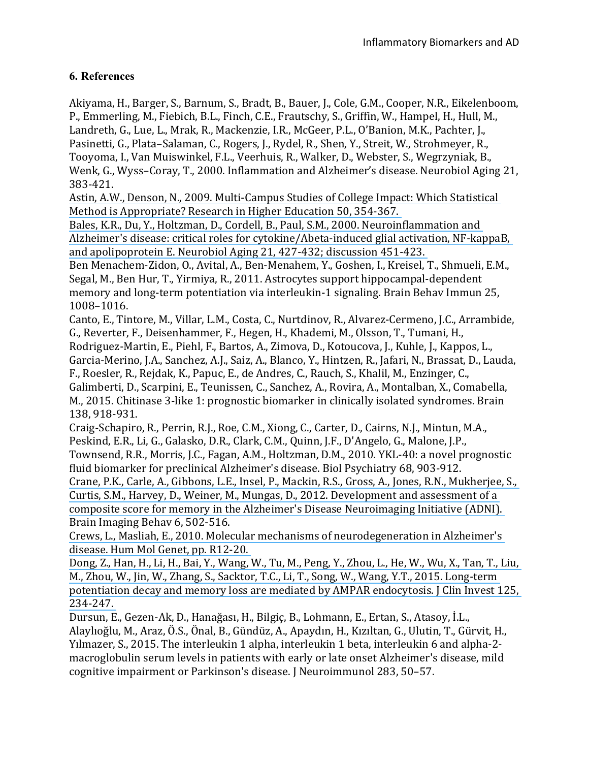## 6. References

Akiyama, H., Barger, S., Barnum, S., Bradt, B., Bauer, J., Cole, G.M., Cooper, N.R., Eikelenboom, P., Emmerling, M., Fiebich, B.L., Finch, C.E., Frautschy, S., Griffin, W., Hampel, H., Hull, M., Landreth, G., Lue, L., Mrak, R., Mackenzie, I.R., McGeer, P.L., O'Banion, M.K., Pachter, J., Pasinetti, G., Plata–Salaman, C., Rogers, J., Rydel, R., Shen, Y., Streit, W., Strohmeyer, R., Tooyoma, I., Van Muiswinkel, F.L., Veerhuis, R., Walker, D., Webster, S., Wegrzyniak, B., Wenk, G., Wyss–Coray, T., 2000. Inflammation and Alzheimer's disease. Neurobiol Aging 21, 383-421.

Astin, A.W., Denson, N., 2009. Multi-Campus Studies of College Impact: Which Statistical Method is Appropriate? Research in Higher Education 50, 354-367.

Bales, K.R., Du, Y., Holtzman, D., Cordell, B., Paul, S.M., 2000. Neuroinflammation and Alzheimer's disease: critical roles for cytokine/Abeta-induced glial activation, NF-kappaB, and apolipoprotein E. Neurobiol Aging 21, 427-432; discussion 451-423.

Ben Menachem-Zidon, O., Avital, A., Ben-Menahem, Y., Goshen, I., Kreisel, T., Shmueli, E.M., Segal, M., Ben Hur, T., Yirmiya, R., 2011. Astrocytes support hippocampal-dependent memory and long-term potentiation via interleukin-1 signaling. Brain Behav Immun 25, 1008–1016.

Canto, E., Tintore, M., Villar, L.M., Costa, C., Nurtdinov, R., Alvarez-Cermeno, J.C., Arrambide, G., Reverter, F., Deisenhammer, F., Hegen, H., Khademi, M., Olsson, T., Tumani, H., Rodriguez-Martin, E., Piehl, F., Bartos, A., Zimova, D., Kotoucova, J., Kuhle, J., Kappos, L., Garcia-Merino, J.A., Sanchez, A.J., Saiz, A., Blanco, Y., Hintzen, R., Jafari, N., Brassat, D., Lauda, F., Roesler, R., Rejdak, K., Papuc, E., de Andres, C., Rauch, S., Khalil, M., Enzinger, C., Galimberti, D., Scarpini, E., Teunissen, C., Sanchez, A., Rovira, A., Montalban, X., Comabella, M., 2015. Chitinase 3-like 1: prognostic biomarker in clinically isolated syndromes. Brain 138, 918-931.

Craig-Schapiro, R., Perrin, R.J., Roe, C.M., Xiong, C., Carter, D., Cairns, N.J., Mintun, M.A., Peskind, E.R., Li, G., Galasko, D.R., Clark, C.M., Quinn, J.F., D'Angelo, G., Malone, J.P., Townsend, R.R., Morris, J.C., Fagan, A.M., Holtzman, D.M., 2010. YKL-40: a novel prognostic fluid biomarker for preclinical Alzheimer's disease. Biol Psychiatry 68, 903-912.

Crane, P.K., Carle, A., Gibbons, L.E., Insel, P., Mackin, R.S., Gross, A., Jones, R.N., Mukherjee, S., Curtis, S.M., Harvey, D., Weiner, M., Mungas, D., 2012. Development and assessment of a composite score for memory in the Alzheimer's Disease Neuroimaging Initiative (ADNI). Brain Imaging Behav 6, 502-516.

Crews, L., Masliah, E., 2010. Molecular mechanisms of neurodegeneration in Alzheimer's disease. Hum Mol Genet, pp. R12-20.

Dong, Z., Han, H., Li, H., Bai, Y., Wang, W., Tu, M., Peng, Y., Zhou, L., He, W., Wu, X., Tan, T., Liu, M., Zhou, W., Jin, W., Zhang, S., Sacktor, T.C., Li, T., Song, W., Wang, Y.T., 2015. Long-term potentiation decay and memory loss are mediated by AMPAR endocytosis. J Clin Invest 125, 234-247.

Dursun, E., Gezen-Ak, D., Hanağası, H., Bilgiç, B., Lohmann, E., Ertan, S., Atasoy, İ.L., Alaylıoğlu, M., Araz, Ö.S., Önal, B., Gündüz, A., Apaydın, H., Kızıltan, G., Ulutin, T., Gürvit, H., Yılmazer, S., 2015. The interleukin 1 alpha, interleukin 1 beta, interleukin 6 and alpha-2-macroglobulin serum levels in patients with early or late onset Alzheimer's disease, mild cognitive impairment or Parkinson's disease. J Neuroimmunol 283, 50–57.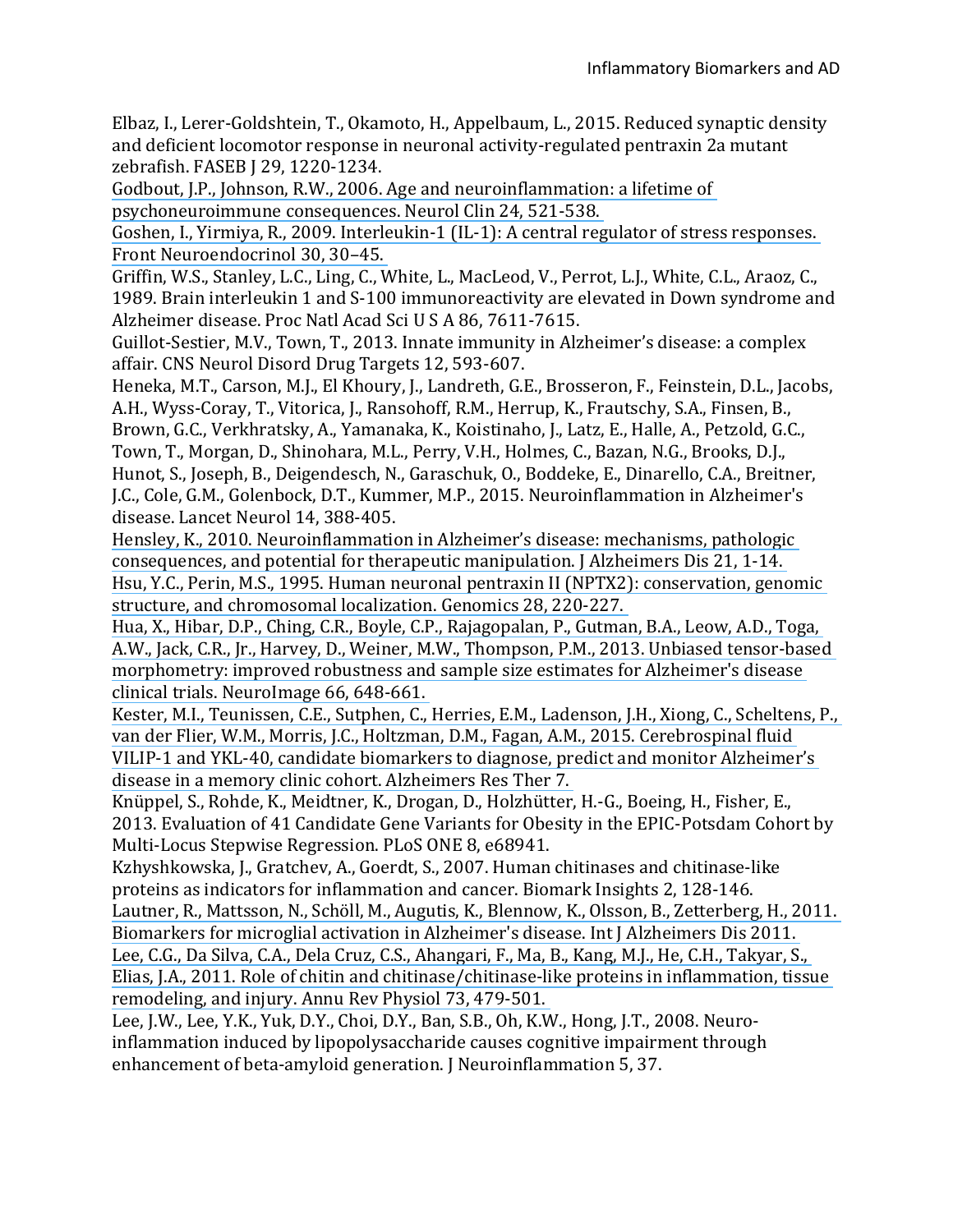Elbaz, I., Lerer-Goldshtein, T., Okamoto, H., Appelbaum, L., 2015. Reduced synaptic density and deficient locomotor response in neuronal activity-regulated pentraxin 2a mutant zebrafish. FASEB J 29, 1220-1234.

Godbout, J.P., Johnson, R.W., 2006. Age and neuroinflammation: a lifetime of psychoneuroimmune consequences. Neurol Clin 24, 521-538.

Goshen, I., Yirmiya, R., 2009. Interleukin-1 (IL-1): A central regulator of stress responses. Front Neuroendocrinol 30, 30–45.

Griffin, W.S., Stanley, L.C., Ling, C., White, L., MacLeod, V., Perrot, L.J., White, C.L., Araoz, C., 1989. Brain interleukin 1 and S-100 immunoreactivity are elevated in Down syndrome and Alzheimer disease. Proc Natl Acad Sci U S A 86, 7611-7615.

Guillot-Sestier, M.V., Town, T., 2013. Innate immunity in Alzheimer's disease: a complex affair. CNS Neurol Disord Drug Targets 12, 593-607.

Heneka, M.T., Carson, M.J., El Khoury, J., Landreth, G.E., Brosseron, F., Feinstein, D.L., Jacobs, A.H., Wyss-Coray, T., Vitorica, J., Ransohoff, R.M., Herrup, K., Frautschy, S.A., Finsen, B., Brown, G.C., Verkhratsky, A., Yamanaka, K., Koistinaho, J., Latz, E., Halle, A., Petzold, G.C., Town, T., Morgan, D., Shinohara, M.L., Perry, V.H., Holmes, C., Bazan, N.G., Brooks, D.J., Hunot, S., Joseph, B., Deigendesch, N., Garaschuk, O., Boddeke, E., Dinarello, C.A., Breitner, J.C., Cole, G.M., Golenbock, D.T., Kummer, M.P., 2015. Neuroinflammation in Alzheimer's disease. Lancet Neurol 14, 388-405.

Hensley, K., 2010. Neuroinflammation in Alzheimer's disease: mechanisms, pathologic consequences, and potential for therapeutic manipulation. J Alzheimers Dis 21, 1-14.

Hsu, Y.C., Perin, M.S., 1995. Human neuronal pentraxin II (NPTX2): conservation, genomic structure, and chromosomal localization. Genomics 28, 220-227.

Hua, X., Hibar, D.P., Ching, C.R., Boyle, C.P., Rajagopalan, P., Gutman, B.A., Leow, A.D., Toga, A.W., Jack, C.R., Jr., Harvey, D., Weiner, M.W., Thompson, P.M., 2013. Unbiased tensor-based morphometry: improved robustness and sample size estimates for Alzheimer's disease clinical trials. NeuroImage 66, 648-661.

Kester, M.I., Teunissen, C.E., Sutphen, C., Herries, E.M., Ladenson, J.H., Xiong, C., Scheltens, P., van der Flier, W.M., Morris, J.C., Holtzman, D.M., Fagan, A.M., 2015. Cerebrospinal fluid VILIP-1 and YKL-40, candidate biomarkers to diagnose, predict and monitor Alzheimer's disease in a memory clinic cohort. Alzheimers Res Ther 7.

Knüppel, S., Rohde, K., Meidtner, K., Drogan, D., Holzhütter, H.-G., Boeing, H., Fisher, E., 2013. Evaluation of 41 Candidate Gene Variants for Obesity in the EPIC-Potsdam Cohort by Multi-Locus Stepwise Regression. PLoS ONE 8, e68941.

Kzhyshkowska, J., Gratchev, A., Goerdt, S., 2007. Human chitinases and chitinase-like proteins as indicators for inflammation and cancer. Biomark Insights 2, 128-146.

Lautner, R., Mattsson, N., Schöll, M., Augutis, K., Blennow, K., Olsson, B., Zetterberg, H., 2011. Biomarkers for microglial activation in Alzheimer's disease. Int J Alzheimers Dis 2011.

Lee, C.G., Da Silva, C.A., Dela Cruz, C.S., Ahangari, F., Ma, B., Kang, M.J., He, C.H., Takyar, S., Elias, J.A., 2011. Role of chitin and chitinase/chitinase-like proteins in inflammation, tissue remodeling, and injury. Annu Rev Physiol 73, 479-501.

Lee, J.W., Lee, Y.K., Yuk, D.Y., Choi, D.Y., Ban, S.B., Oh, K.W., Hong, J.T., 2008. Neuro-inflammation induced by lipopolysaccharide causes cognitive impairment through enhancement of beta-amyloid generation. J Neuroinflammation 5, 37.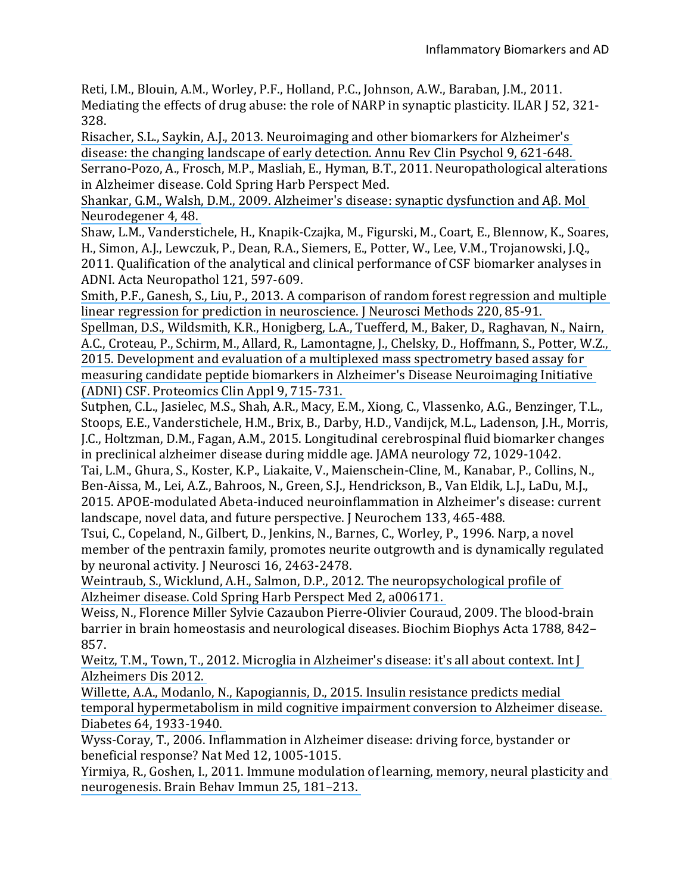Reti, I.M., Blouin, A.M., Worley, P.F., Holland, P.C., Johnson, A.W., Baraban, J.M., 2011. Mediating the effects of drug abuse: the role of NARP in synaptic plasticity. ILAR J 52, 321-328.

Risacher, S.L., Saykin, A.J., 2013. Neuroimaging and other biomarkers for Alzheimer's disease: the changing landscape of early detection. Annu Rev Clin Psychol 9, 621-648.

Serrano-Pozo, A., Frosch, M.P., Masliah, E., Hyman, B.T., 2011. Neuropathological alterations in Alzheimer disease. Cold Spring Harb Perspect Med.

Shankar, G.M., Walsh, D.M., 2009. Alzheimer's disease: synaptic dysfunction and Aβ. Mol Neurodegener 4, 48.

Shaw, L.M., Vanderstichele, H., Knapik-Czajka, M., Figurski, M., Coart, E., Blennow, K., Soares, H., Simon, A.J., Lewczuk, P., Dean, R.A., Siemers, E., Potter, W., Lee, V.M., Trojanowski, J.Q., 2011. Qualification of the analytical and clinical performance of CSF biomarker analyses in ADNI. Acta Neuropathol 121, 597-609.

Smith, P.F., Ganesh, S., Liu, P., 2013. A comparison of random forest regression and multiple linear regression for prediction in neuroscience. J Neurosci Methods 220, 85-91.

Spellman, D.S., Wildsmith, K.R., Honigberg, L.A., Tuefferd, M., Baker, D., Raghavan, N., Nairn, A.C., Croteau, P., Schirm, M., Allard, R., Lamontagne, J., Chelsky, D., Hoffmann, S., Potter, W.Z., 2015. Development and evaluation of a multiplexed mass spectrometry based assay for measuring candidate peptide biomarkers in Alzheimer's Disease Neuroimaging Initiative (ADNI) CSF. Proteomics Clin Appl 9, 715-731.

Sutphen, C.L., Jasielec, M.S., Shah, A.R., Macy, E.M., Xiong, C., Vlassenko, A.G., Benzinger, T.L., Stoops, E.E., Vanderstichele, H.M., Brix, B., Darby, H.D., Vandijck, M.L., Ladenson, J.H., Morris, J.C., Holtzman, D.M., Fagan, A.M., 2015. Longitudinal cerebrospinal fluid biomarker changes in preclinical alzheimer disease during middle age. JAMA neurology 72, 1029-1042.

Tai, L.M., Ghura, S., Koster, K.P., Liakaite, V., Maienschein-Cline, M., Kanabar, P., Collins, N., Ben-Aissa, M., Lei, A.Z., Bahroos, N., Green, S.J., Hendrickson, B., Van Eldik, L.J., LaDu, M.J., 2015. APOE-modulated Abeta-induced neuroinflammation in Alzheimer's disease: current landscape, novel data, and future perspective. J Neurochem 133, 465-488.

Tsui, C., Copeland, N., Gilbert, D., Jenkins, N., Barnes, C., Worley, P., 1996. Narp, a novel member of the pentraxin family, promotes neurite outgrowth and is dynamically regulated by neuronal activity. J Neurosci 16, 2463-2478.

Weintraub, S., Wicklund, A.H., Salmon, D.P., 2012. The neuropsychological profile of Alzheimer disease. Cold Spring Harb Perspect Med 2, a006171.

Weiss, N., Florence Miller Sylvie Cazaubon Pierre-Olivier Couraud, 2009. The blood-brain barrier in brain homeostasis and neurological diseases. Biochim Biophys Acta 1788, 842–857.

Weitz, T.M., Town, T., 2012. Microglia in Alzheimer's disease: it's all about context. Int J Alzheimers Dis 2012.

Willette, A.A., Modanlo, N., Kapogiannis, D., 2015. Insulin resistance predicts medial temporal hypermetabolism in mild cognitive impairment conversion to Alzheimer disease. Diabetes 64, 1933-1940.

Wyss-Coray, T., 2006. Inflammation in Alzheimer disease: driving force, bystander or beneficial response? Nat Med 12, 1005-1015.

Yirmiya, R., Goshen, I., 2011. Immune modulation of learning, memory, neural plasticity and neurogenesis. Brain Behav Immun 25, 181–213.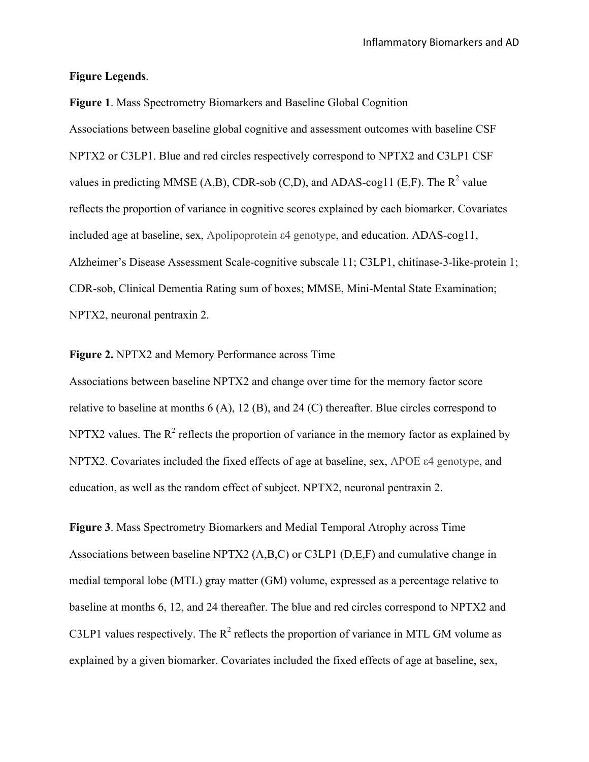**Figure Legends**.

**Figure 1**. Mass Spectrometry Biomarkers and Baseline Global Cognition

Associations between baseline global cognitive and assessment outcomes with baseline CSF NPTX2 or C3LP1. Blue and red circles respectively correspond to NPTX2 and C3LP1 CSF values in predicting MMSE (A,B), CDR-sob (C,D), and ADAS-cog11 (E,F). The $R^2$ value reflects the proportion of variance in cognitive scores explained by each biomarker. Covariates included age at baseline, sex, Apolipoprotein ε4 genotype, and education. ADAS-cog11, Alzheimer's Disease Assessment Scale-cognitive subscale 11; C3LP1, chitinase-3-like-protein 1; CDR-sob, Clinical Dementia Rating sum of boxes; MMSE, Mini-Mental State Examination; NPTX2, neuronal pentraxin 2.

**Figure 2.** NPTX2 and Memory Performance across Time

Associations between baseline NPTX2 and change over time for the memory factor score relative to baseline at months 6 (A), 12 (B), and 24 (C) thereafter. Blue circles correspond to NPTX2 values. The $R^2$ reflects the proportion of variance in the memory factor as explained by NPTX2. Covariates included the fixed effects of age at baseline, sex, APOE ε4 genotype, and education, as well as the random effect of subject. NPTX2, neuronal pentraxin 2.

**Figure 3**. Mass Spectrometry Biomarkers and Medial Temporal Atrophy across Time

Associations between baseline NPTX2 (A,B,C) or C3LP1 (D,E,F) and cumulative change in medial temporal lobe (MTL) gray matter (GM) volume, expressed as a percentage relative to baseline at months 6, 12, and 24 thereafter. The blue and red circles correspond to NPTX2 and C3LP1 values respectively. The $R^2$ reflects the proportion of variance in MTL GM volume as explained by a given biomarker. Covariates included the fixed effects of age at baseline, sex,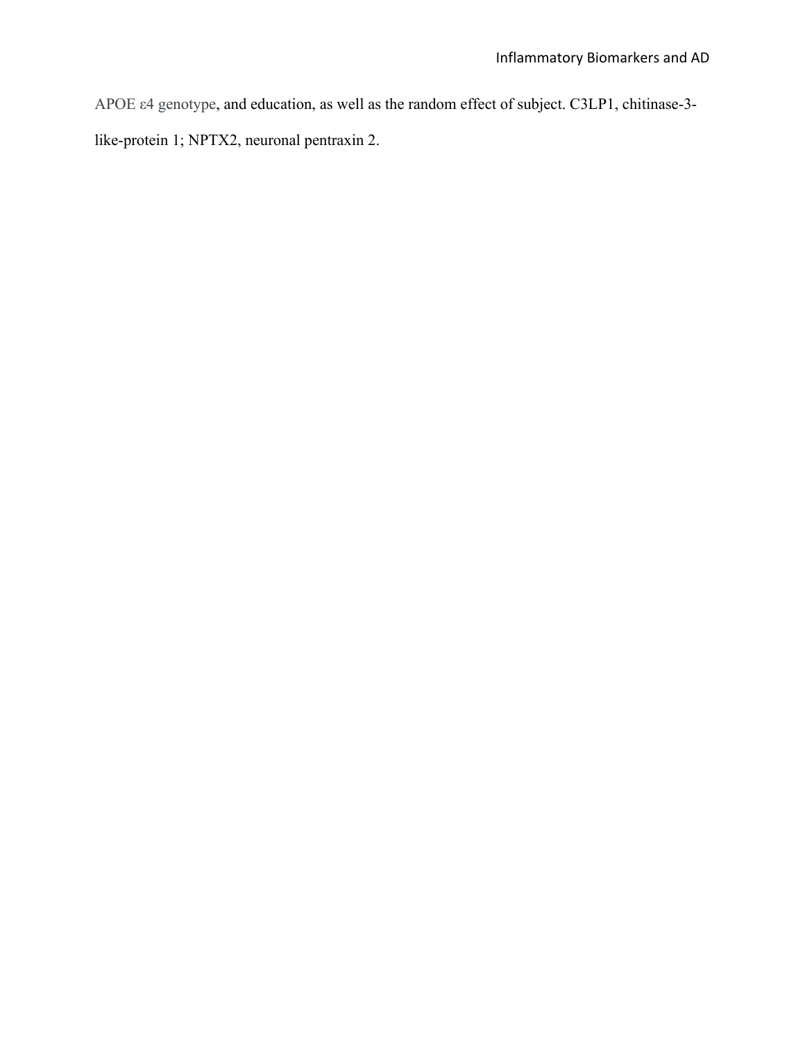APOE ε4 genotype, and education, as well as the random effect of subject. C3LP1, chitinase-3-like-protein 1; NPTX2, neuronal pentraxin 2.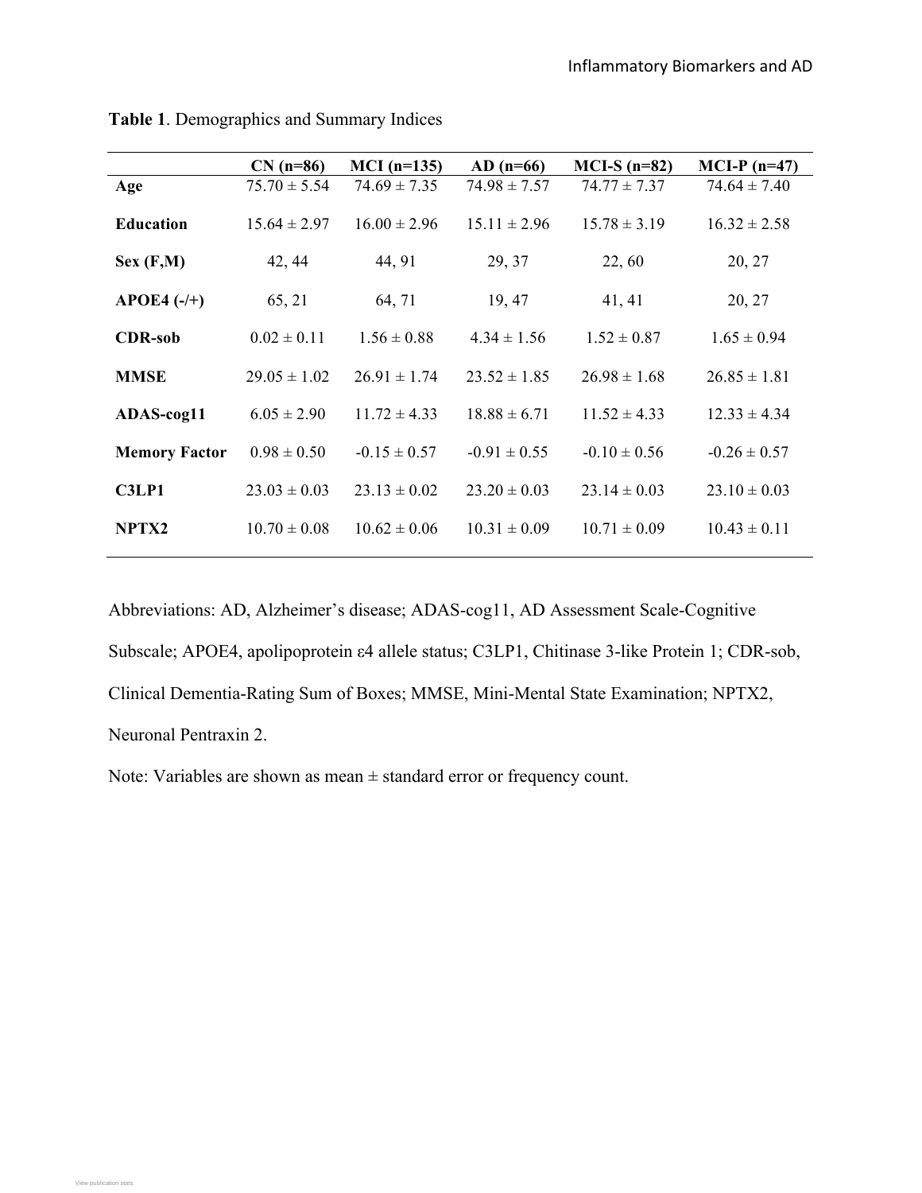**Table 1**. Demographics and Summary Indices

| | CN (n=86) | MCI (n=135) | AD (n=66) | MCI-S (n=82) | MCI-P (n=47) |
|---|---|---|---|---|---|
| **Age** | 75.70 ± 5.54 | 74.69 ± 7.35 | 74.98 ± 7.57 | 74.77 ± 7.37 | 74.64 ± 7.40 |
| **Education** | 15.64 ± 2.97 | 16.00 ± 2.96 | 15.11 ± 2.96 | 15.78 ± 3.19 | 16.32 ± 2.58 |
| **Sex (F,M)** | 42, 44 | 44, 91 | 29, 37 | 22, 60 | 20, 27 |
| **APOE4 (-/+)** | 65, 21 | 64, 71 | 19, 47 | 41, 41 | 20, 27 |
| **CDR-sob** | 0.02 ± 0.11 | 1.56 ± 0.88 | 4.34 ± 1.56 | 1.52 ± 0.87 | 1.65 ± 0.94 |
| **MMSE** | 29.05 ± 1.02 | 26.91 ± 1.74 | 23.52 ± 1.85 | 26.98 ± 1.68 | 26.85 ± 1.81 |
| **ADAS-cog11** | 6.05 ± 2.90 | 11.72 ± 4.33 | 18.88 ± 6.71 | 11.52 ± 4.33 | 12.33 ± 4.34 |
| **Memory Factor** | 0.98 ± 0.50 | -0.15 ± 0.57 | -0.91 ± 0.55 | -0.10 ± 0.56 | -0.26 ± 0.57 |
| **C3LP1** | 23.03 ± 0.03 | 23.13 ± 0.02 | 23.20 ± 0.03 | 23.14 ± 0.03 | 23.10 ± 0.03 |
| **NPTX2** | 10.70 ± 0.08 | 10.62 ± 0.06 | 10.31 ± 0.09 | 10.71 ± 0.09 | 10.43 ± 0.11 |

Abbreviations: AD, Alzheimer's disease; ADAS-cog11, AD Assessment Scale-Cognitive Subscale; APOE4, apolipoprotein ε4 allele status; C3LP1, Chitinase 3-like Protein 1; CDR-sob, Clinical Dementia-Rating Sum of Boxes; MMSE, Mini-Mental State Examination; NPTX2, Neuronal Pentraxin 2.

Note: Variables are shown as mean ± standard error or frequency count.